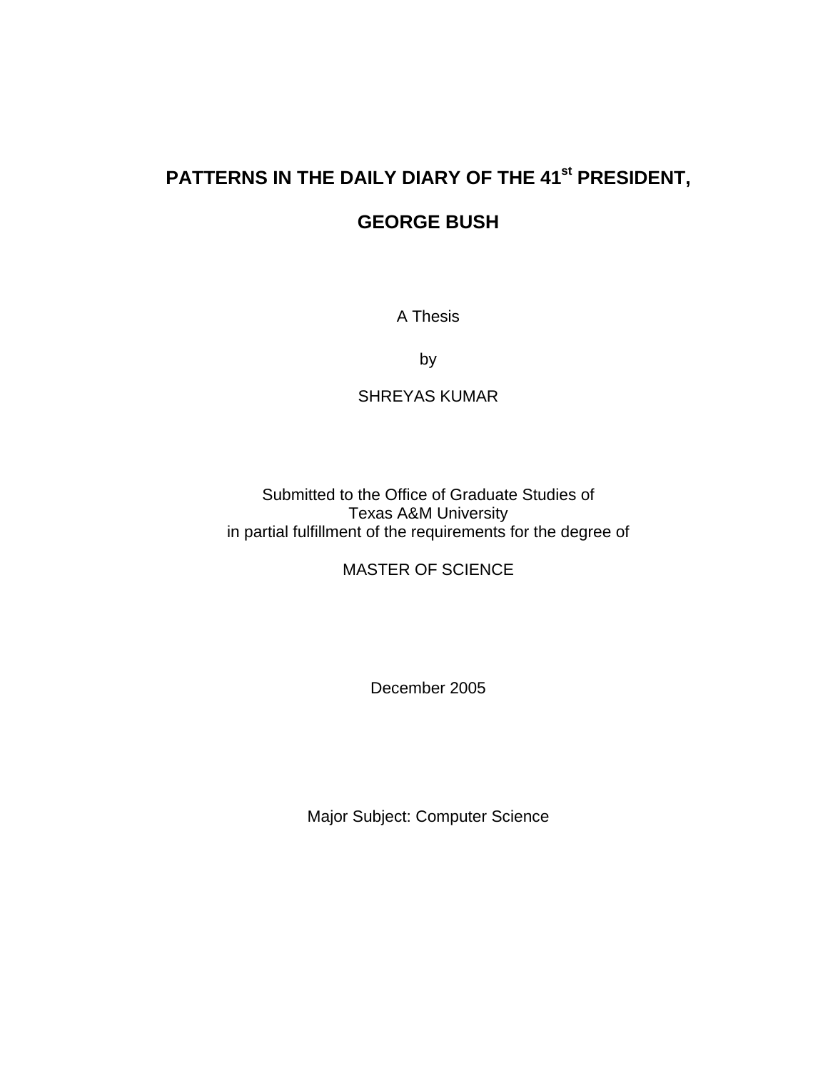# PATTERNS IN THE DAILY DIARY OF THE 41st PRESIDENT, GEORGE BUSH

A Thesis

by

SHREYAS KUMAR

Submitted to the Office of Graduate Studies of
Texas A&M University
in partial fulfillment of the requirements for the degree of

MASTER OF SCIENCE

December 2005

Major Subject: Computer Science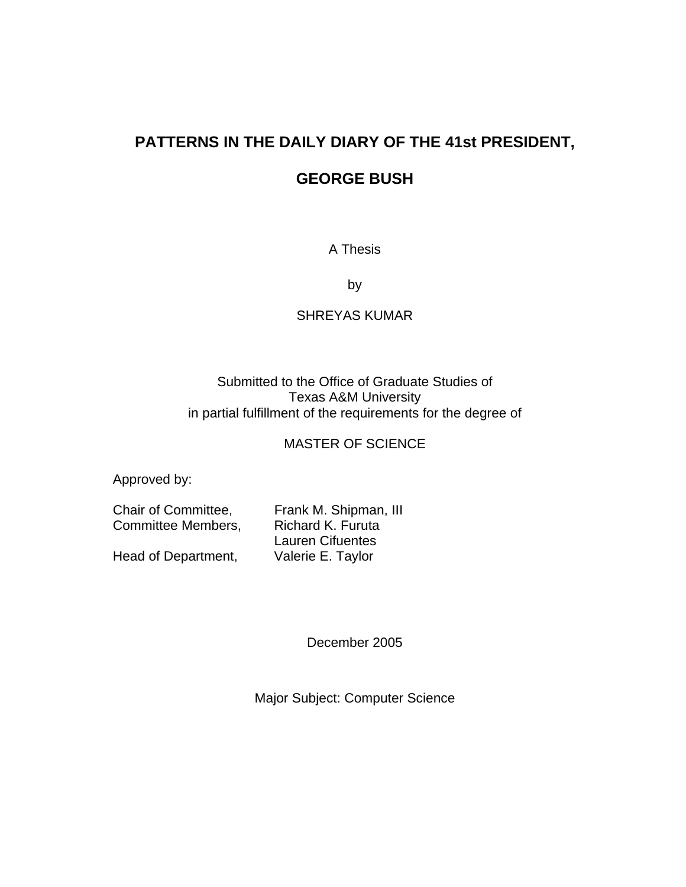# PATTERNS IN THE DAILY DIARY OF THE 41st PRESIDENT,

# GEORGE BUSH

A Thesis

by

SHREYAS KUMAR

Submitted to the Office of Graduate Studies of
Texas A&M University
in partial fulfillment of the requirements for the degree of

MASTER OF SCIENCE

Approved by:

| | |
|---|---|
| Chair of Committee, | Frank M. Shipman, III |
| Committee Members, | Richard K. Furuta |
| | Lauren Cifuentes |
| Head of Department, | Valerie E. Taylor |

December 2005

Major Subject: Computer Science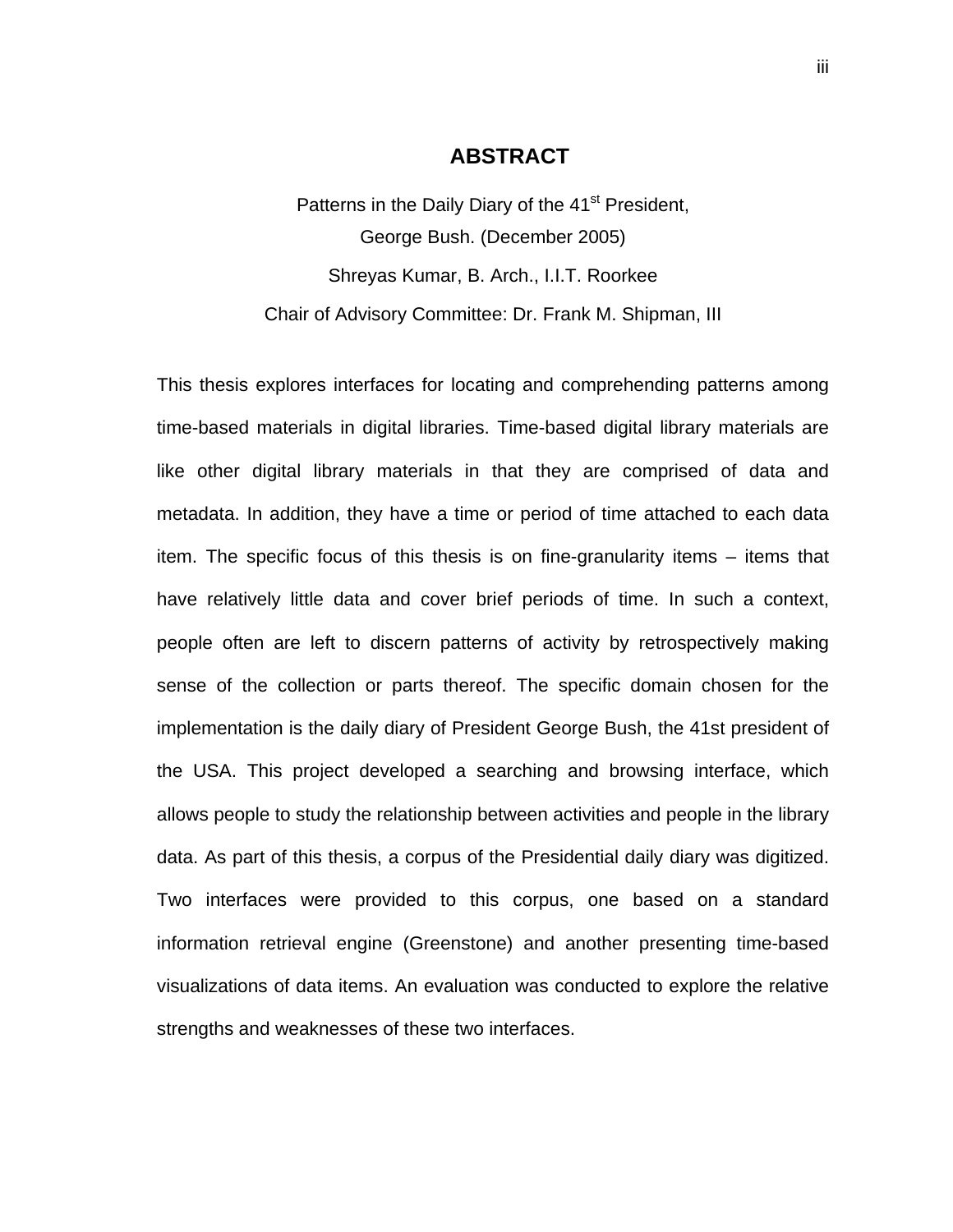# ABSTRACT

Patterns in the Daily Diary of the 41st President,
George Bush. (December 2005)

Shreyas Kumar, B. Arch., I.I.T. Roorkee

Chair of Advisory Committee: Dr. Frank M. Shipman, III

This thesis explores interfaces for locating and comprehending patterns among time-based materials in digital libraries. Time-based digital library materials are like other digital library materials in that they are comprised of data and metadata. In addition, they have a time or period of time attached to each data item. The specific focus of this thesis is on fine-granularity items – items that have relatively little data and cover brief periods of time. In such a context, people often are left to discern patterns of activity by retrospectively making sense of the collection or parts thereof. The specific domain chosen for the implementation is the daily diary of President George Bush, the 41st president of the USA. This project developed a searching and browsing interface, which allows people to study the relationship between activities and people in the library data. As part of this thesis, a corpus of the Presidential daily diary was digitized. Two interfaces were provided to this corpus, one based on a standard information retrieval engine (Greenstone) and another presenting time-based visualizations of data items. An evaluation was conducted to explore the relative strengths and weaknesses of these two interfaces.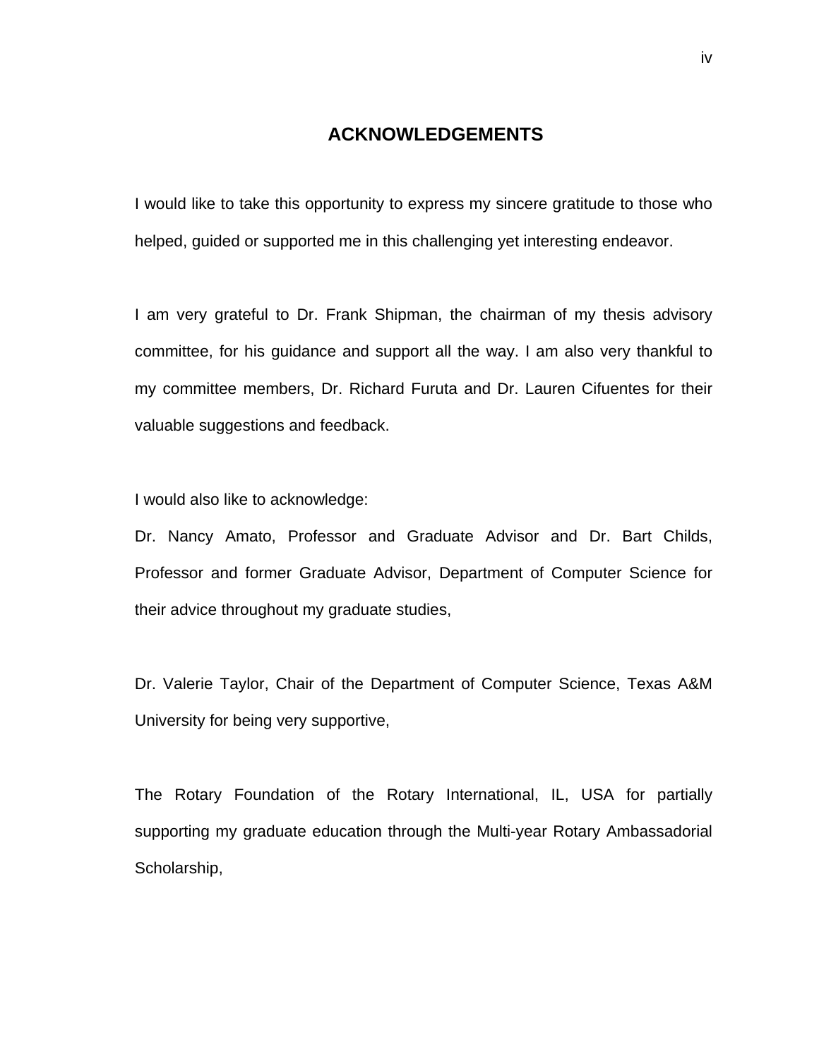# ACKNOWLEDGEMENTS

I would like to take this opportunity to express my sincere gratitude to those who helped, guided or supported me in this challenging yet interesting endeavor.

I am very grateful to Dr. Frank Shipman, the chairman of my thesis advisory committee, for his guidance and support all the way. I am also very thankful to my committee members, Dr. Richard Furuta and Dr. Lauren Cifuentes for their valuable suggestions and feedback.

I would also like to acknowledge:

Dr. Nancy Amato, Professor and Graduate Advisor and Dr. Bart Childs, Professor and former Graduate Advisor, Department of Computer Science for their advice throughout my graduate studies,

Dr. Valerie Taylor, Chair of the Department of Computer Science, Texas A&M University for being very supportive,

The Rotary Foundation of the Rotary International, IL, USA for partially supporting my graduate education through the Multi-year Rotary Ambassadorial Scholarship,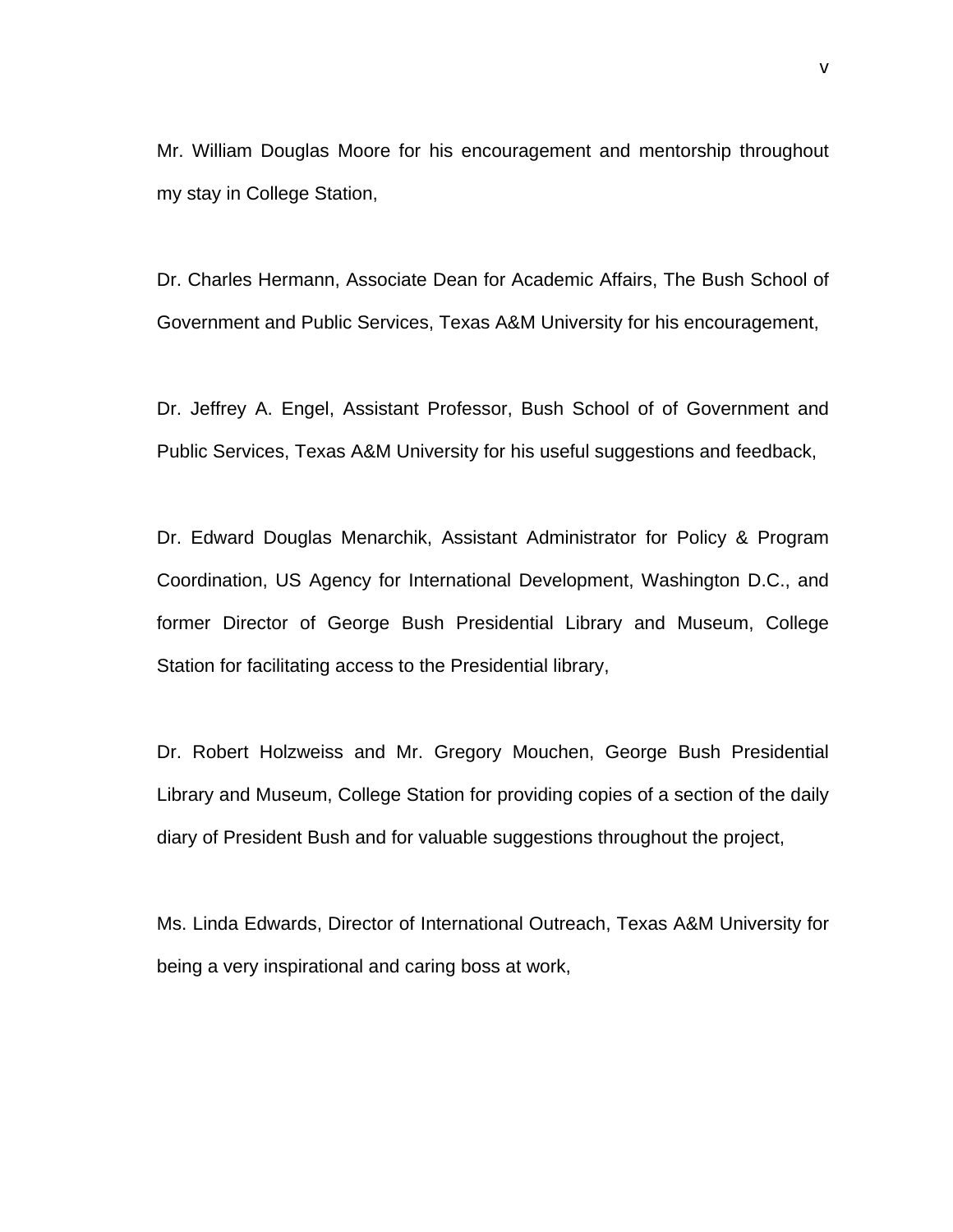Mr. William Douglas Moore for his encouragement and mentorship throughout my stay in College Station,

Dr. Charles Hermann, Associate Dean for Academic Affairs, The Bush School of Government and Public Services, Texas A&M University for his encouragement,

Dr. Jeffrey A. Engel, Assistant Professor, Bush School of of Government and Public Services, Texas A&M University for his useful suggestions and feedback,

Dr. Edward Douglas Menarchik, Assistant Administrator for Policy & Program Coordination, US Agency for International Development, Washington D.C., and former Director of George Bush Presidential Library and Museum, College Station for facilitating access to the Presidential library,

Dr. Robert Holzweiss and Mr. Gregory Mouchen, George Bush Presidential Library and Museum, College Station for providing copies of a section of the daily diary of President Bush and for valuable suggestions throughout the project,

Ms. Linda Edwards, Director of International Outreach, Texas A&M University for being a very inspirational and caring boss at work,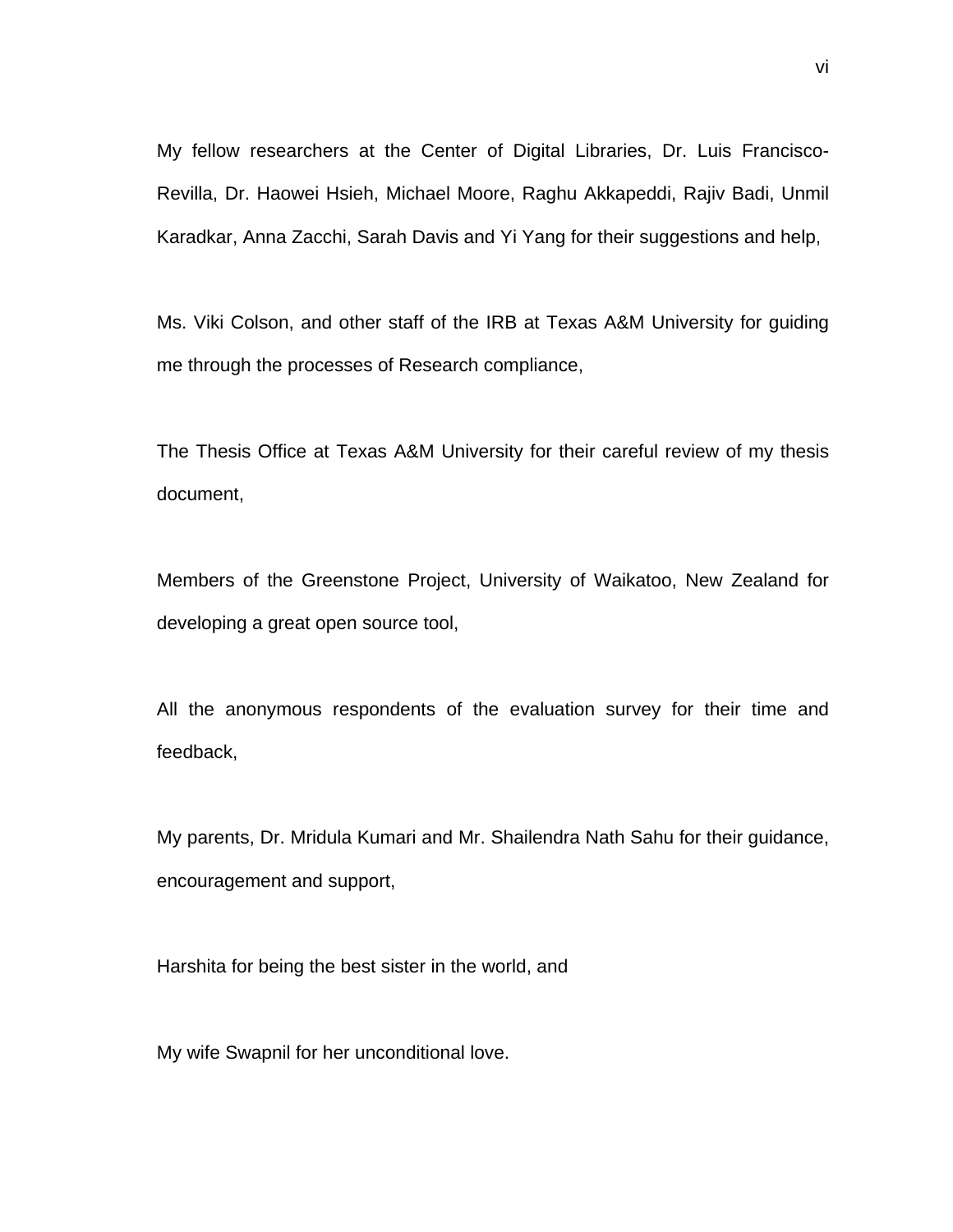My fellow researchers at the Center of Digital Libraries, Dr. Luis Francisco-Revilla, Dr. Haowei Hsieh, Michael Moore, Raghu Akkapeddi, Rajiv Badi, Unmil Karadkar, Anna Zacchi, Sarah Davis and Yi Yang for their suggestions and help,

Ms. Viki Colson, and other staff of the IRB at Texas A&M University for guiding me through the processes of Research compliance,

The Thesis Office at Texas A&M University for their careful review of my thesis document,

Members of the Greenstone Project, University of Waikatoo, New Zealand for developing a great open source tool,

All the anonymous respondents of the evaluation survey for their time and feedback,

My parents, Dr. Mridula Kumari and Mr. Shailendra Nath Sahu for their guidance, encouragement and support,

Harshita for being the best sister in the world, and

My wife Swapnil for her unconditional love.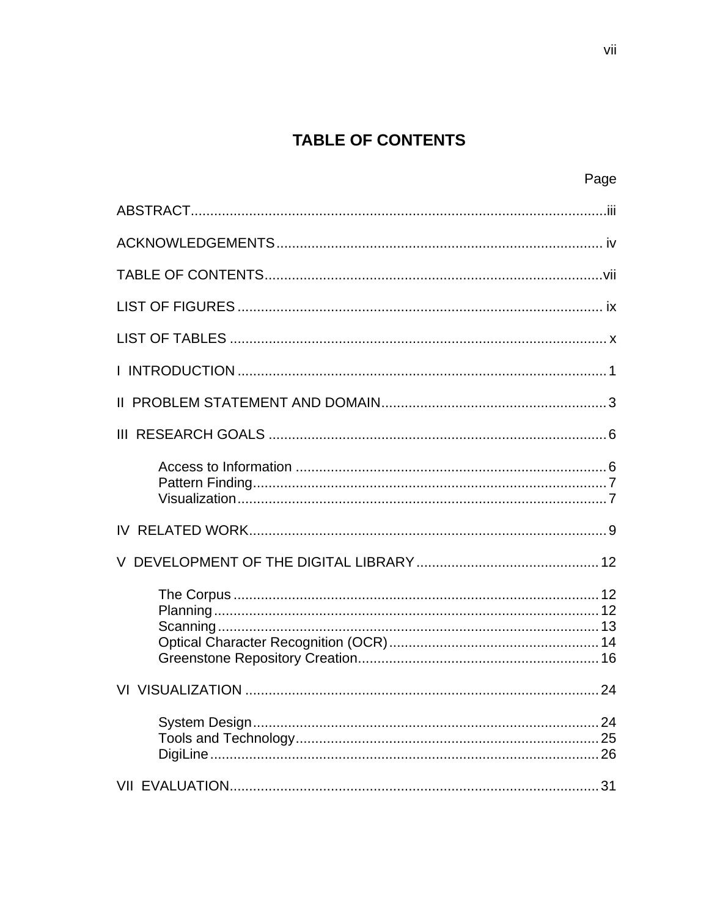# TABLE OF CONTENTS

| | Page |
|---|---|
| ABSTRACT | iii |
| ACKNOWLEDGEMENTS | iv |
| TABLE OF CONTENTS | vii |
| LIST OF FIGURES | ix |
| LIST OF TABLES | x |
| I INTRODUCTION | 1 |
| II PROBLEM STATEMENT AND DOMAIN | 3 |
| III RESEARCH GOALS | 6 |
| Access to Information | 6 |
| Pattern Finding | 7 |
| Visualization | 7 |
| IV RELATED WORK | 9 |
| V DEVELOPMENT OF THE DIGITAL LIBRARY | 12 |
| The Corpus | 12 |
| Planning | 12 |
| Scanning | 13 |
| Optical Character Recognition (OCR) | 14 |
| Greenstone Repository Creation | 16 |
| VI VISUALIZATION | 24 |
| System Design | 24 |
| Tools and Technology | 25 |
| DigiLine | 26 |
| VII EVALUATION | 31 |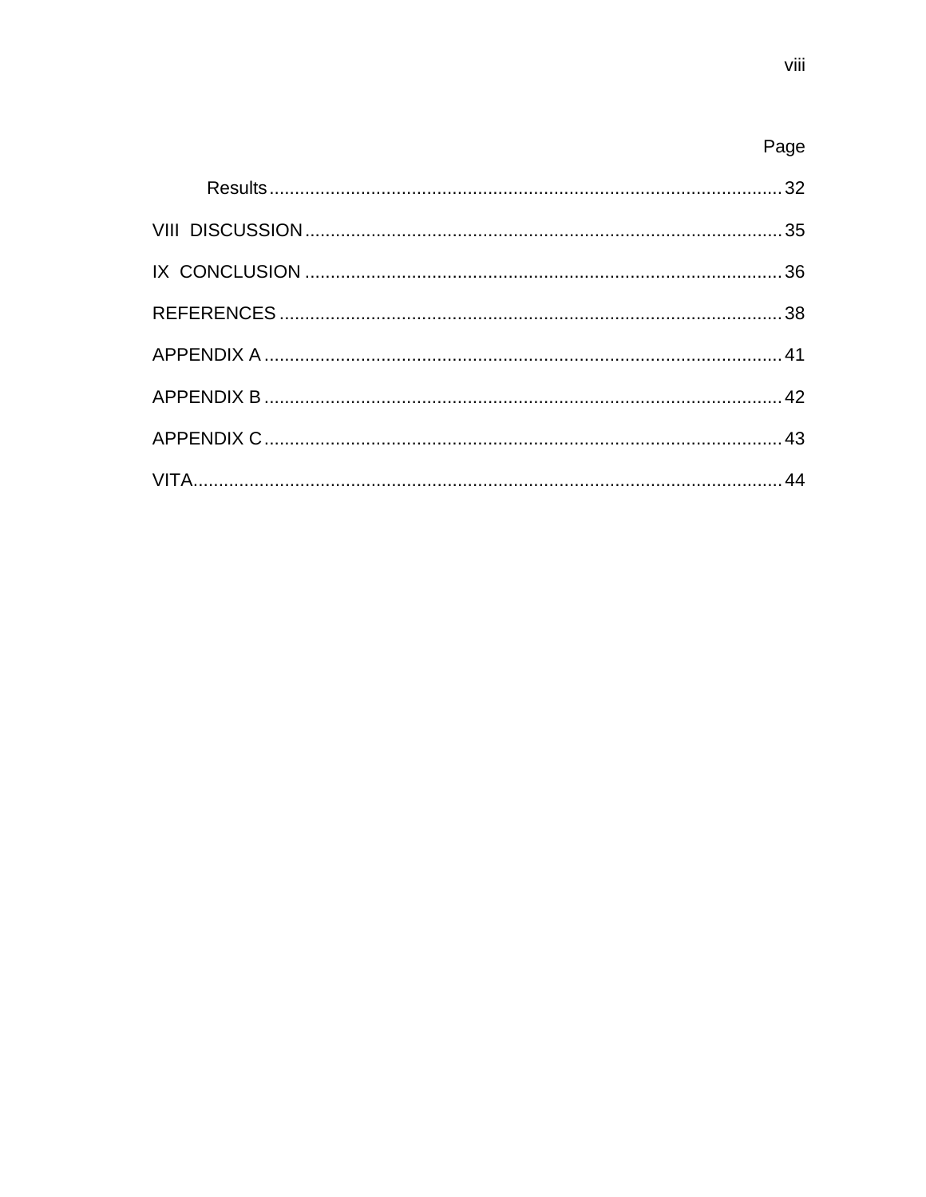Page

Results ... 32

VIII DISCUSSION ... 35

IX CONCLUSION ... 36

REFERENCES ... 38

APPENDIX A ... 41

APPENDIX B ... 42

APPENDIX C ... 43

VITA ... 44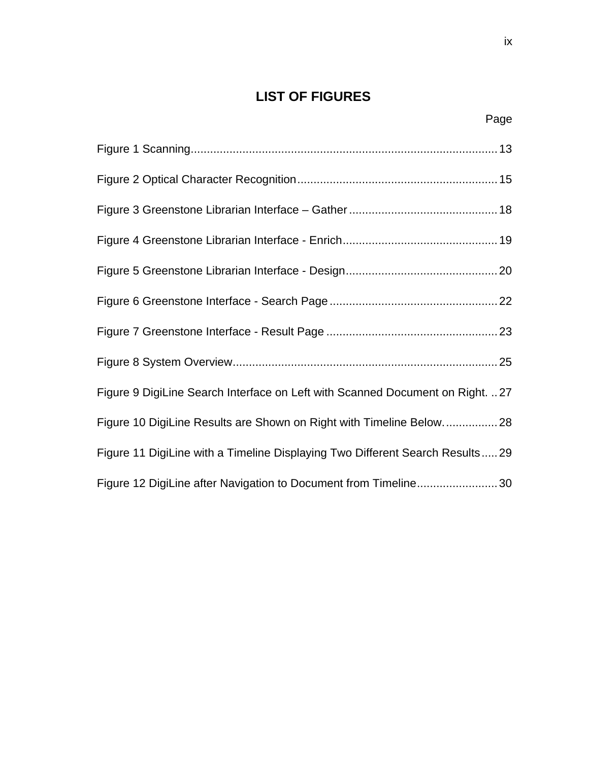# LIST OF FIGURES

| | Page |
|---|---|
| Figure 1 Scanning | 13 |
| Figure 2 Optical Character Recognition | 15 |
| Figure 3 Greenstone Librarian Interface – Gather | 18 |
| Figure 4 Greenstone Librarian Interface - Enrich | 19 |
| Figure 5 Greenstone Librarian Interface - Design | 20 |
| Figure 6 Greenstone Interface - Search Page | 22 |
| Figure 7 Greenstone Interface - Result Page | 23 |
| Figure 8 System Overview | 25 |
| Figure 9 DigiLine Search Interface on Left with Scanned Document on Right. | 27 |
| Figure 10 DigiLine Results are Shown on Right with Timeline Below. | 28 |
| Figure 11 DigiLine with a Timeline Displaying Two Different Search Results | 29 |
| Figure 12 DigiLine after Navigation to Document from Timeline | 30 |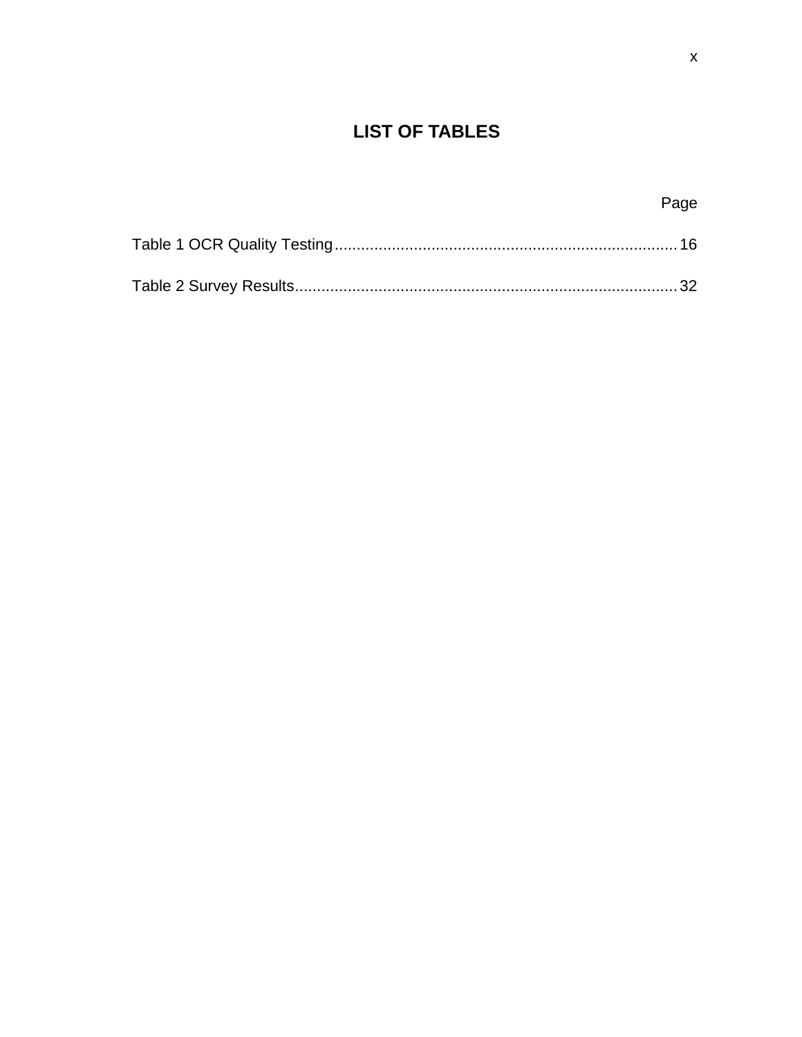# LIST OF TABLES

Page

Table 1 OCR Quality Testing.......................................................................... 16

Table 2 Survey Results.................................................................................. 32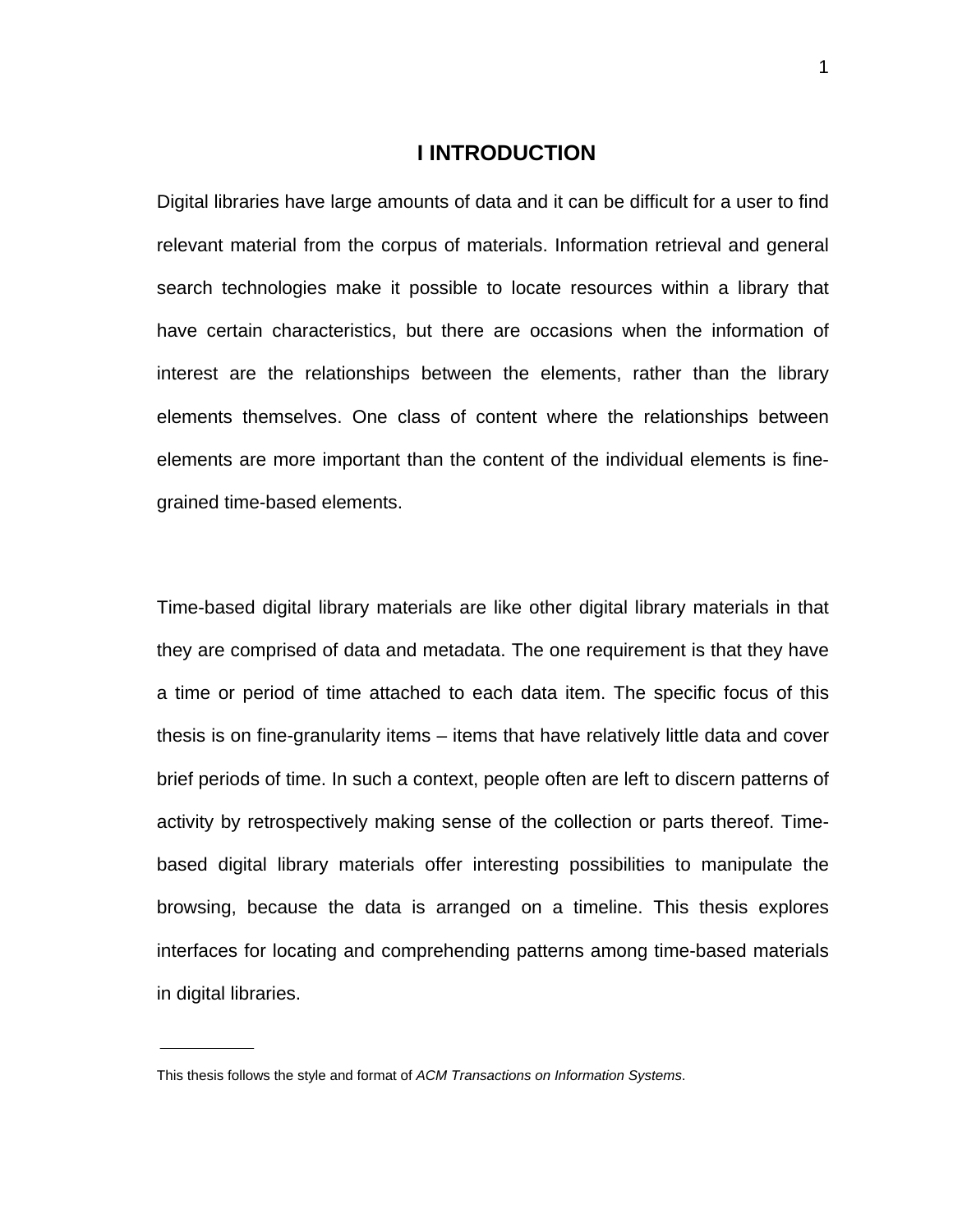# I INTRODUCTION

Digital libraries have large amounts of data and it can be difficult for a user to find relevant material from the corpus of materials. Information retrieval and general search technologies make it possible to locate resources within a library that have certain characteristics, but there are occasions when the information of interest are the relationships between the elements, rather than the library elements themselves. One class of content where the relationships between elements are more important than the content of the individual elements is fine-grained time-based elements.

Time-based digital library materials are like other digital library materials in that they are comprised of data and metadata. The one requirement is that they have a time or period of time attached to each data item. The specific focus of this thesis is on fine-granularity items – items that have relatively little data and cover brief periods of time. In such a context, people often are left to discern patterns of activity by retrospectively making sense of the collection or parts thereof. Time-based digital library materials offer interesting possibilities to manipulate the browsing, because the data is arranged on a timeline. This thesis explores interfaces for locating and comprehending patterns among time-based materials in digital libraries.

---

This thesis follows the style and format of *ACM Transactions on Information Systems*.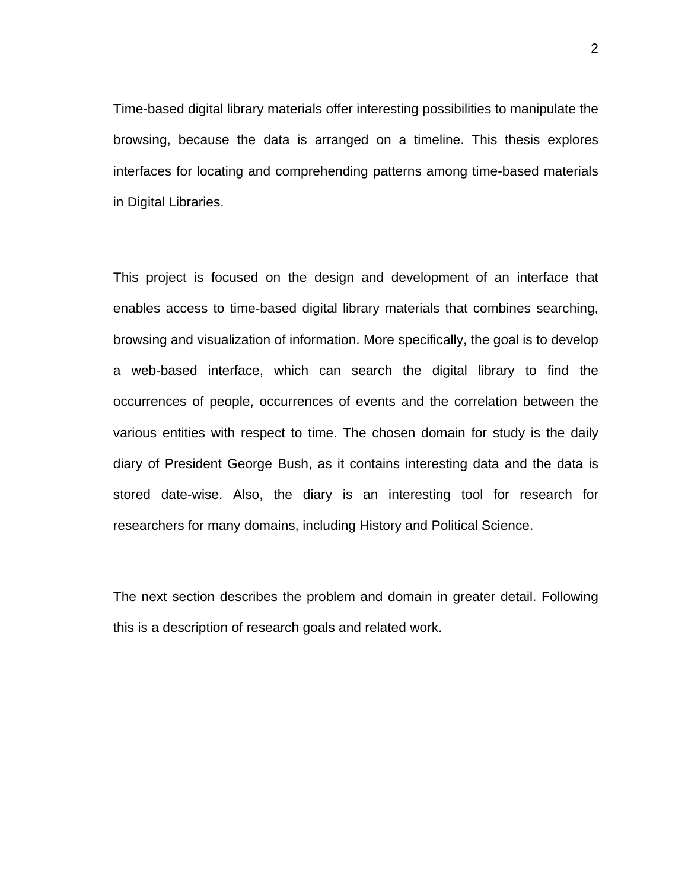Time-based digital library materials offer interesting possibilities to manipulate the browsing, because the data is arranged on a timeline. This thesis explores interfaces for locating and comprehending patterns among time-based materials in Digital Libraries.

This project is focused on the design and development of an interface that enables access to time-based digital library materials that combines searching, browsing and visualization of information. More specifically, the goal is to develop a web-based interface, which can search the digital library to find the occurrences of people, occurrences of events and the correlation between the various entities with respect to time. The chosen domain for study is the daily diary of President George Bush, as it contains interesting data and the data is stored date-wise. Also, the diary is an interesting tool for research for researchers for many domains, including History and Political Science.

The next section describes the problem and domain in greater detail. Following this is a description of research goals and related work.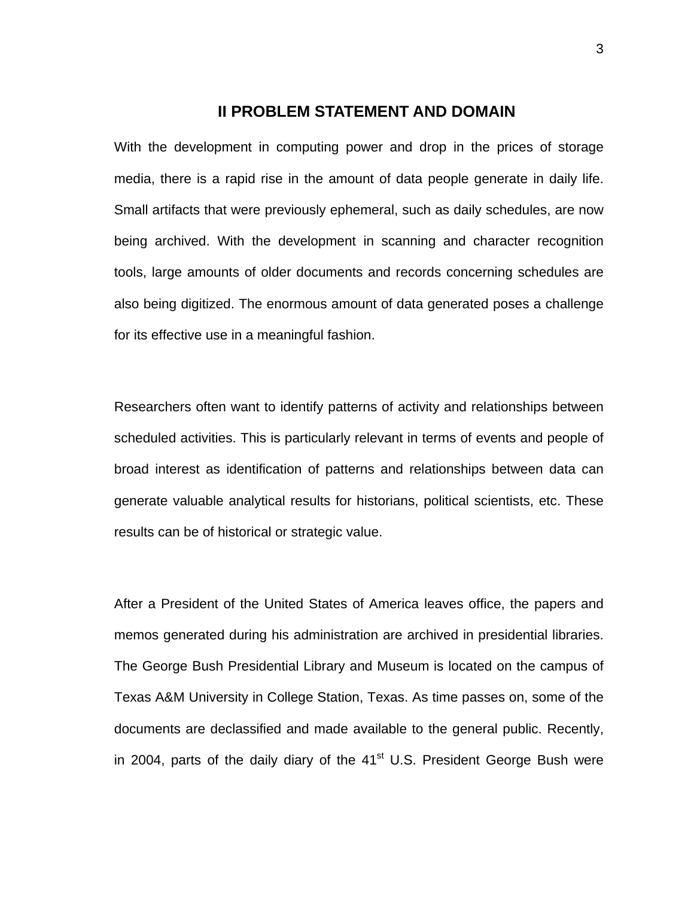## II PROBLEM STATEMENT AND DOMAIN

With the development in computing power and drop in the prices of storage media, there is a rapid rise in the amount of data people generate in daily life. Small artifacts that were previously ephemeral, such as daily schedules, are now being archived. With the development in scanning and character recognition tools, large amounts of older documents and records concerning schedules are also being digitized. The enormous amount of data generated poses a challenge for its effective use in a meaningful fashion.

Researchers often want to identify patterns of activity and relationships between scheduled activities. This is particularly relevant in terms of events and people of broad interest as identification of patterns and relationships between data can generate valuable analytical results for historians, political scientists, etc. These results can be of historical or strategic value.

After a President of the United States of America leaves office, the papers and memos generated during his administration are archived in presidential libraries. The George Bush Presidential Library and Museum is located on the campus of Texas A&M University in College Station, Texas. As time passes on, some of the documents are declassified and made available to the general public. Recently, in 2004, parts of the daily diary of the 41st U.S. President George Bush were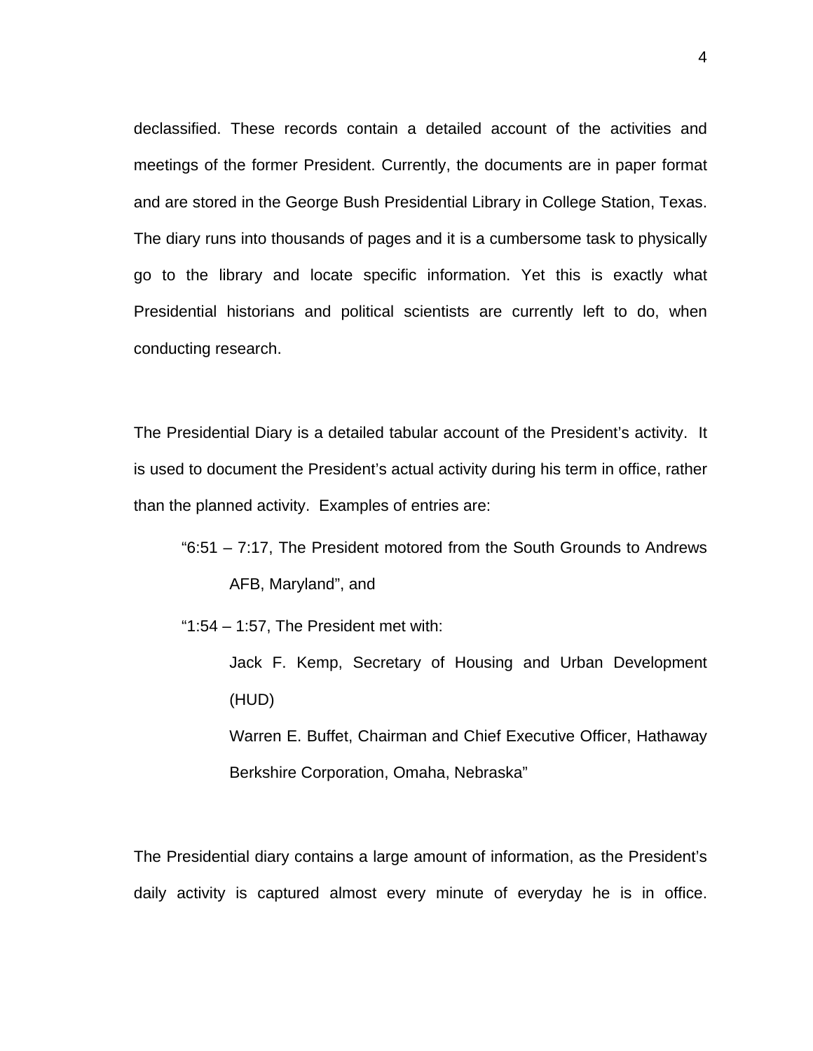declassified. These records contain a detailed account of the activities and meetings of the former President. Currently, the documents are in paper format and are stored in the George Bush Presidential Library in College Station, Texas. The diary runs into thousands of pages and it is a cumbersome task to physically go to the library and locate specific information. Yet this is exactly what Presidential historians and political scientists are currently left to do, when conducting research.

The Presidential Diary is a detailed tabular account of the President's activity. It is used to document the President's actual activity during his term in office, rather than the planned activity. Examples of entries are:

> "6:51 – 7:17, The President motored from the South Grounds to Andrews AFB, Maryland", and
>
> "1:54 – 1:57, The President met with:
>
> Jack F. Kemp, Secretary of Housing and Urban Development (HUD)
>
> Warren E. Buffet, Chairman and Chief Executive Officer, Hathaway Berkshire Corporation, Omaha, Nebraska"

The Presidential diary contains a large amount of information, as the President's daily activity is captured almost every minute of everyday he is in office.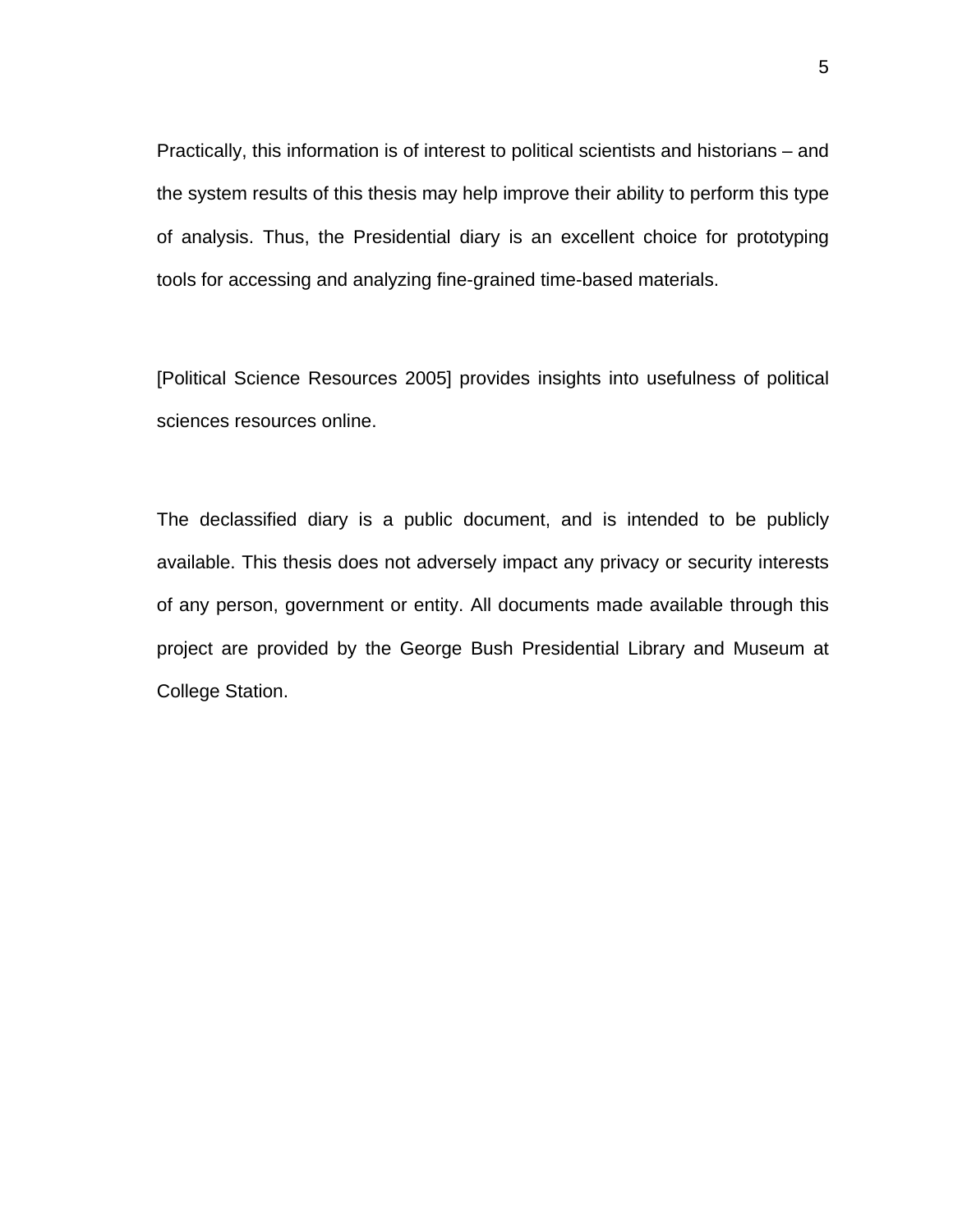Practically, this information is of interest to political scientists and historians – and the system results of this thesis may help improve their ability to perform this type of analysis. Thus, the Presidential diary is an excellent choice for prototyping tools for accessing and analyzing fine-grained time-based materials.

[Political Science Resources 2005] provides insights into usefulness of political sciences resources online.

The declassified diary is a public document, and is intended to be publicly available. This thesis does not adversely impact any privacy or security interests of any person, government or entity. All documents made available through this project are provided by the George Bush Presidential Library and Museum at College Station.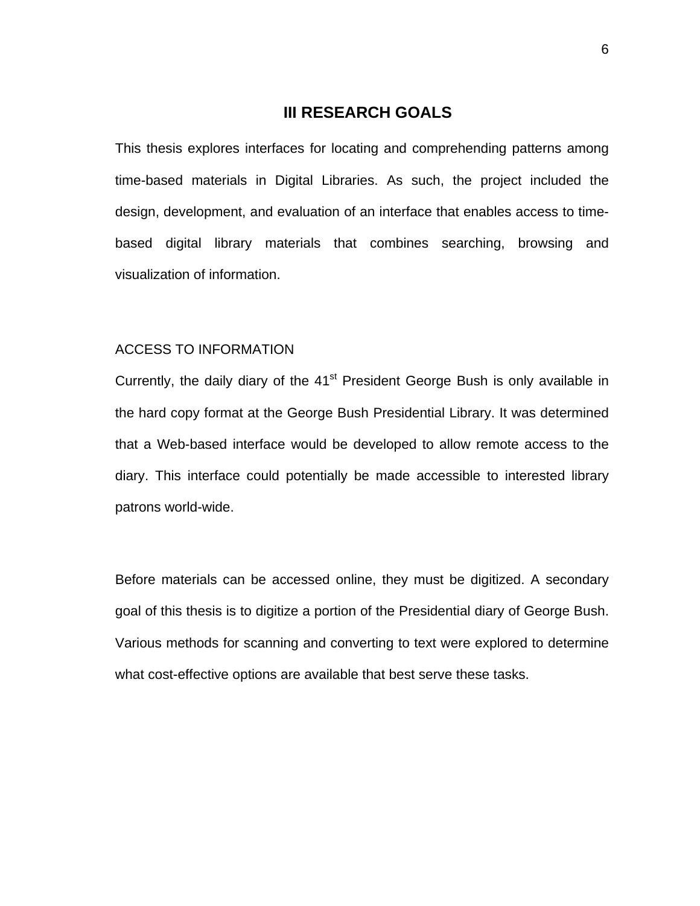# III RESEARCH GOALS

This thesis explores interfaces for locating and comprehending patterns among time-based materials in Digital Libraries. As such, the project included the design, development, and evaluation of an interface that enables access to time-based digital library materials that combines searching, browsing and visualization of information.

## ACCESS TO INFORMATION

Currently, the daily diary of the 41st President George Bush is only available in the hard copy format at the George Bush Presidential Library. It was determined that a Web-based interface would be developed to allow remote access to the diary. This interface could potentially be made accessible to interested library patrons world-wide.

Before materials can be accessed online, they must be digitized. A secondary goal of this thesis is to digitize a portion of the Presidential diary of George Bush. Various methods for scanning and converting to text were explored to determine what cost-effective options are available that best serve these tasks.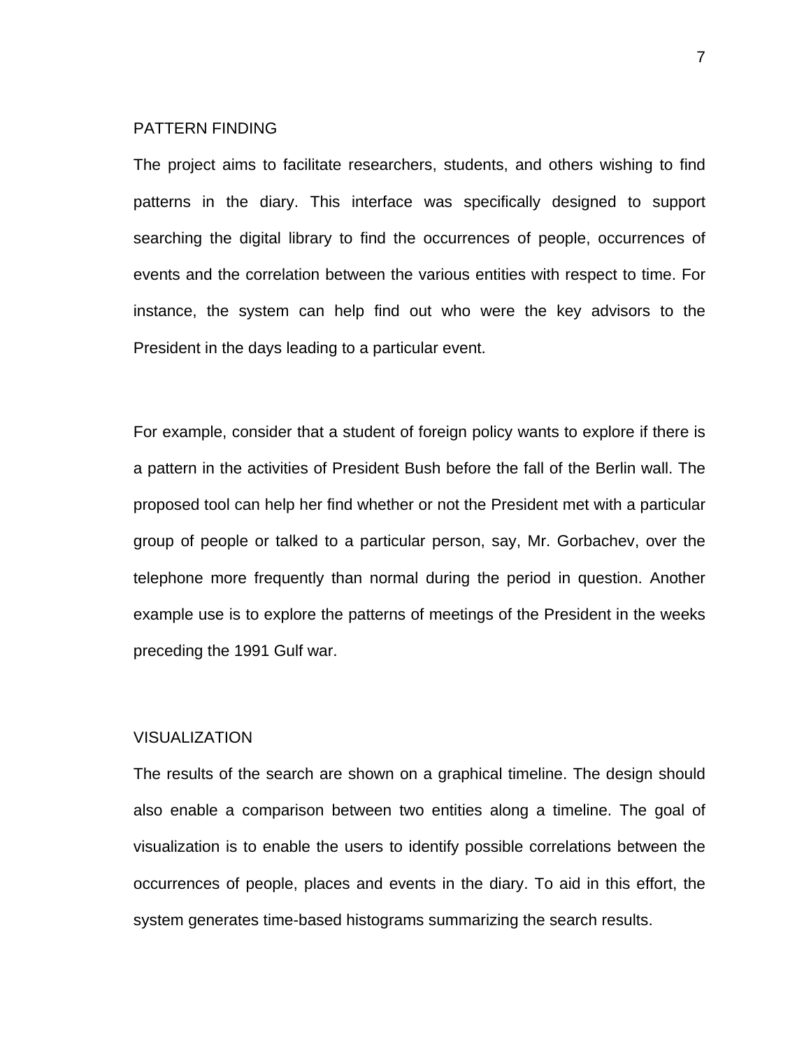## PATTERN FINDING

The project aims to facilitate researchers, students, and others wishing to find patterns in the diary. This interface was specifically designed to support searching the digital library to find the occurrences of people, occurrences of events and the correlation between the various entities with respect to time. For instance, the system can help find out who were the key advisors to the President in the days leading to a particular event.

For example, consider that a student of foreign policy wants to explore if there is a pattern in the activities of President Bush before the fall of the Berlin wall. The proposed tool can help her find whether or not the President met with a particular group of people or talked to a particular person, say, Mr. Gorbachev, over the telephone more frequently than normal during the period in question. Another example use is to explore the patterns of meetings of the President in the weeks preceding the 1991 Gulf war.

## VISUALIZATION

The results of the search are shown on a graphical timeline. The design should also enable a comparison between two entities along a timeline. The goal of visualization is to enable the users to identify possible correlations between the occurrences of people, places and events in the diary. To aid in this effort, the system generates time-based histograms summarizing the search results.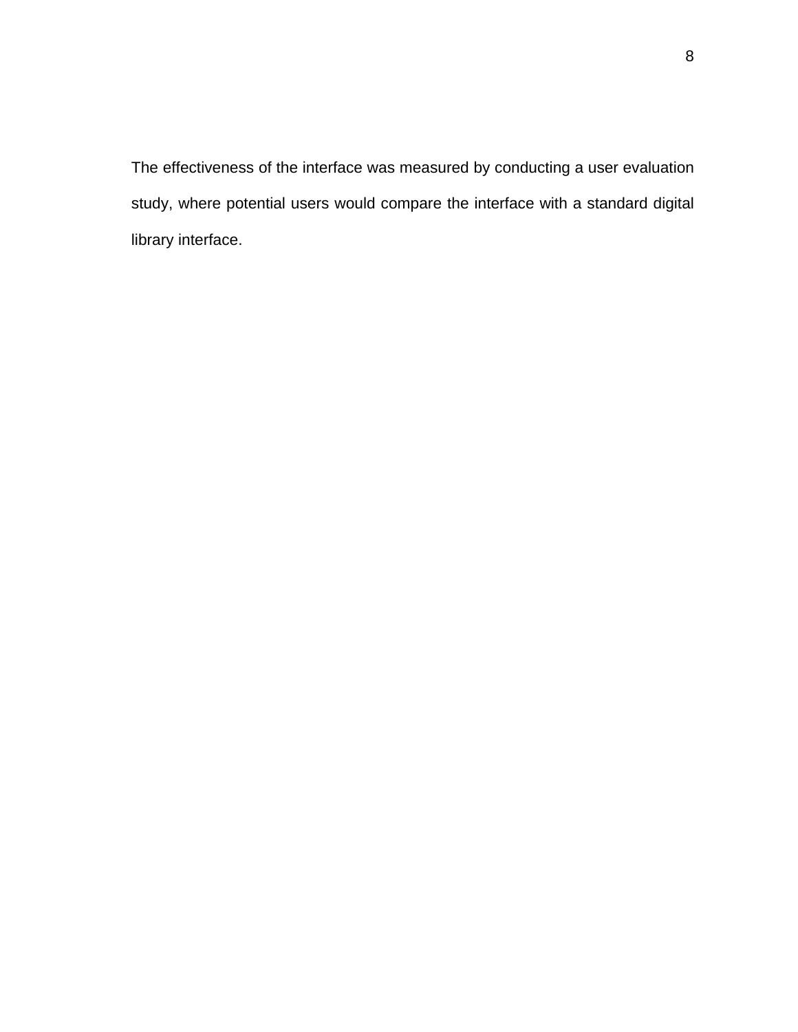The effectiveness of the interface was measured by conducting a user evaluation study, where potential users would compare the interface with a standard digital library interface.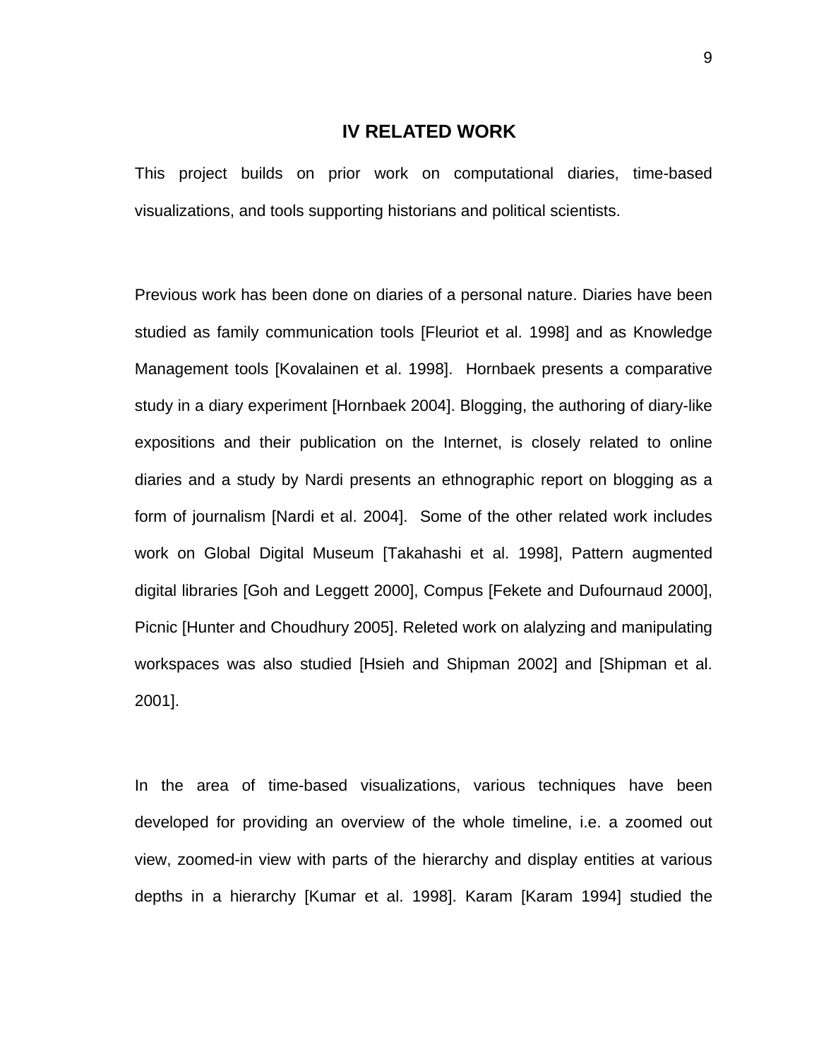# IV RELATED WORK

This project builds on prior work on computational diaries, time-based visualizations, and tools supporting historians and political scientists.

Previous work has been done on diaries of a personal nature. Diaries have been studied as family communication tools [Fleuriot et al. 1998] and as Knowledge Management tools [Kovalainen et al. 1998]. Hornbaek presents a comparative study in a diary experiment [Hornbaek 2004]. Blogging, the authoring of diary-like expositions and their publication on the Internet, is closely related to online diaries and a study by Nardi presents an ethnographic report on blogging as a form of journalism [Nardi et al. 2004]. Some of the other related work includes work on Global Digital Museum [Takahashi et al. 1998], Pattern augmented digital libraries [Goh and Leggett 2000], Compus [Fekete and Dufournaud 2000], Picnic [Hunter and Choudhury 2005]. Releted work on alalyzing and manipulating workspaces was also studied [Hsieh and Shipman 2002] and [Shipman et al. 2001].

In the area of time-based visualizations, various techniques have been developed for providing an overview of the whole timeline, i.e. a zoomed out view, zoomed-in view with parts of the hierarchy and display entities at various depths in a hierarchy [Kumar et al. 1998]. Karam [Karam 1994] studied the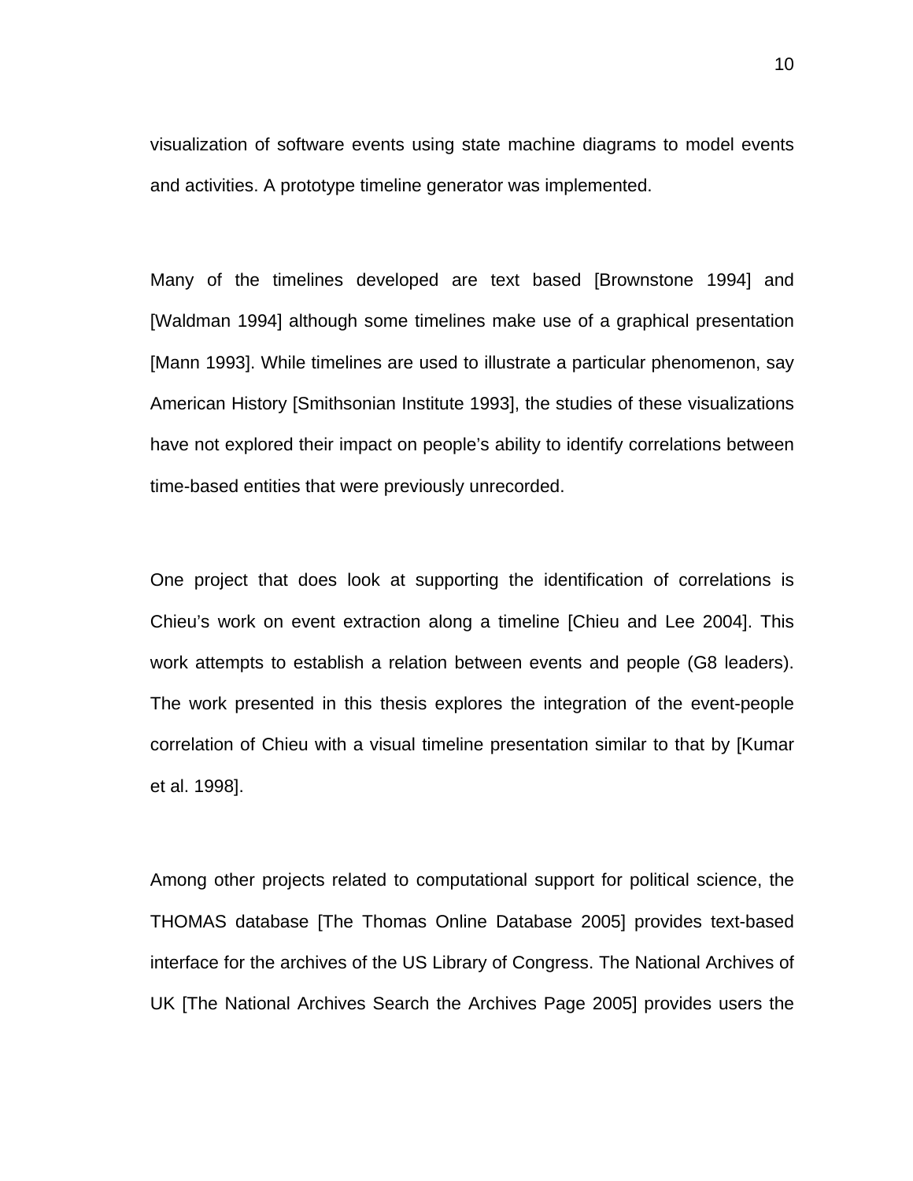visualization of software events using state machine diagrams to model events and activities. A prototype timeline generator was implemented.

Many of the timelines developed are text based [Brownstone 1994] and [Waldman 1994] although some timelines make use of a graphical presentation [Mann 1993]. While timelines are used to illustrate a particular phenomenon, say American History [Smithsonian Institute 1993], the studies of these visualizations have not explored their impact on people's ability to identify correlations between time-based entities that were previously unrecorded.

One project that does look at supporting the identification of correlations is Chieu's work on event extraction along a timeline [Chieu and Lee 2004]. This work attempts to establish a relation between events and people (G8 leaders). The work presented in this thesis explores the integration of the event-people correlation of Chieu with a visual timeline presentation similar to that by [Kumar et al. 1998].

Among other projects related to computational support for political science, the THOMAS database [The Thomas Online Database 2005] provides text-based interface for the archives of the US Library of Congress. The National Archives of UK [The National Archives Search the Archives Page 2005] provides users the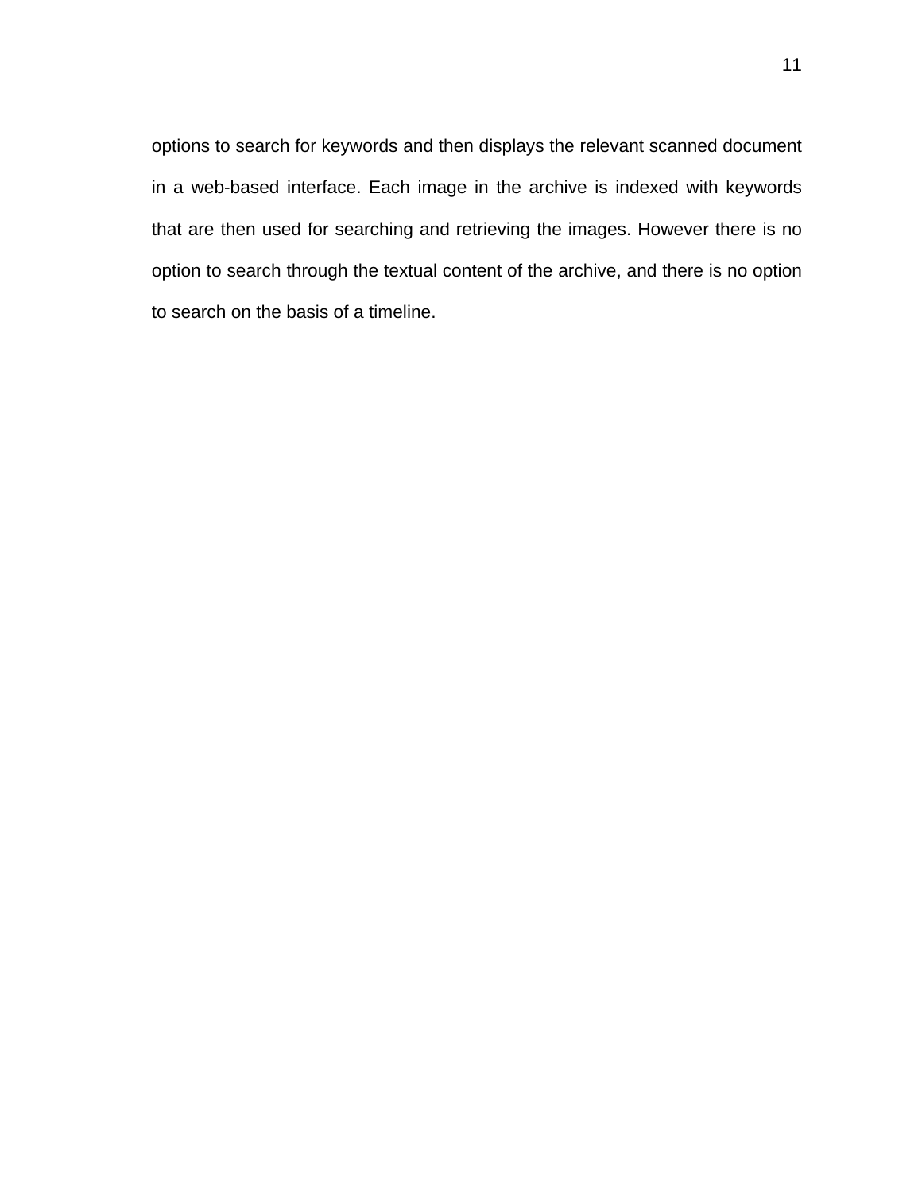options to search for keywords and then displays the relevant scanned document in a web-based interface. Each image in the archive is indexed with keywords that are then used for searching and retrieving the images. However there is no option to search through the textual content of the archive, and there is no option to search on the basis of a timeline.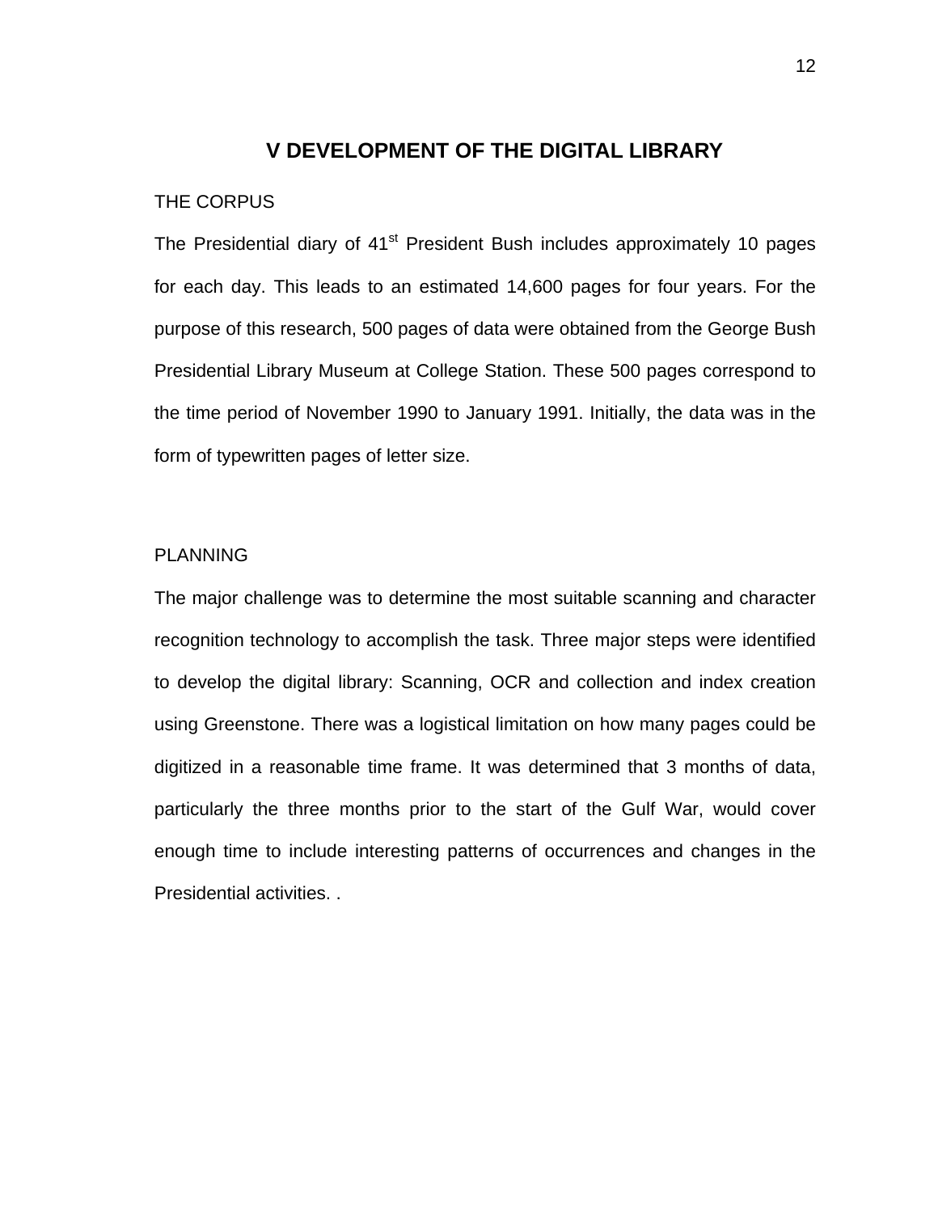# V DEVELOPMENT OF THE DIGITAL LIBRARY

## THE CORPUS

The Presidential diary of 41st President Bush includes approximately 10 pages for each day. This leads to an estimated 14,600 pages for four years. For the purpose of this research, 500 pages of data were obtained from the George Bush Presidential Library Museum at College Station. These 500 pages correspond to the time period of November 1990 to January 1991. Initially, the data was in the form of typewritten pages of letter size.

## PLANNING

The major challenge was to determine the most suitable scanning and character recognition technology to accomplish the task. Three major steps were identified to develop the digital library: Scanning, OCR and collection and index creation using Greenstone. There was a logistical limitation on how many pages could be digitized in a reasonable time frame. It was determined that 3 months of data, particularly the three months prior to the start of the Gulf War, would cover enough time to include interesting patterns of occurrences and changes in the Presidential activities. .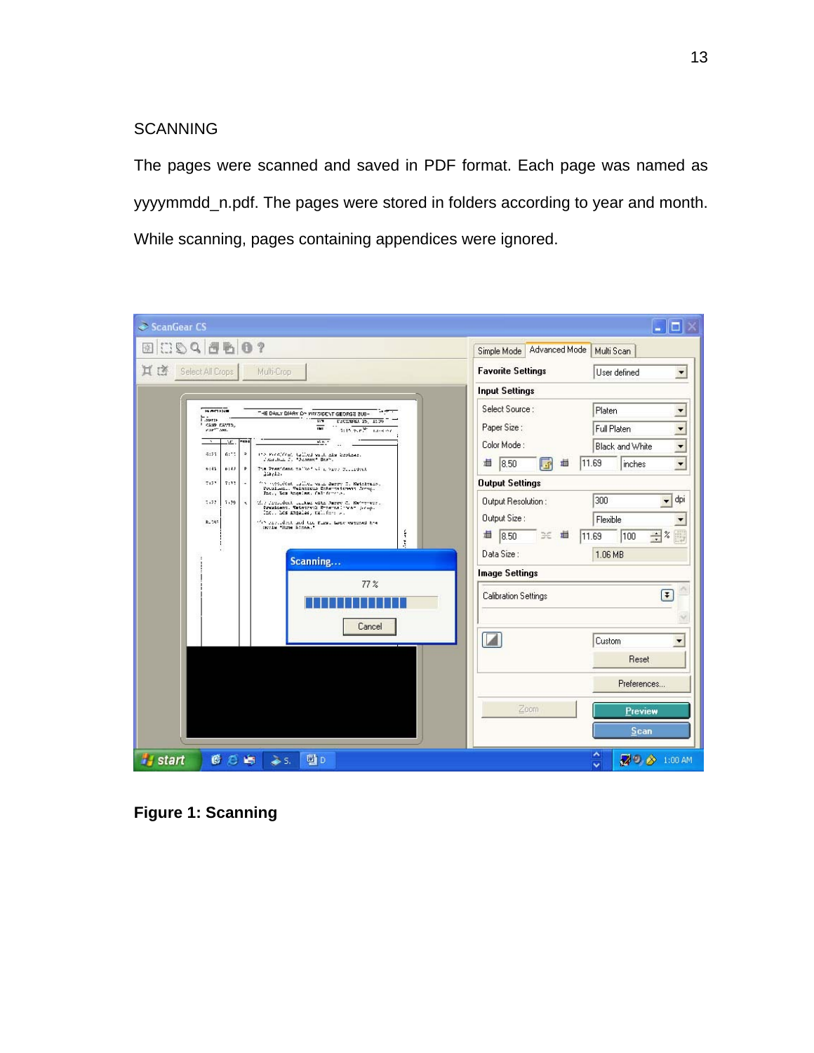## SCANNING

The pages were scanned and saved in PDF format. Each page was named as yyyymmdd_n.pdf. The pages were stored in folders according to year and month. While scanning, pages containing appendices were ignored.

**Figure 1: Scanning**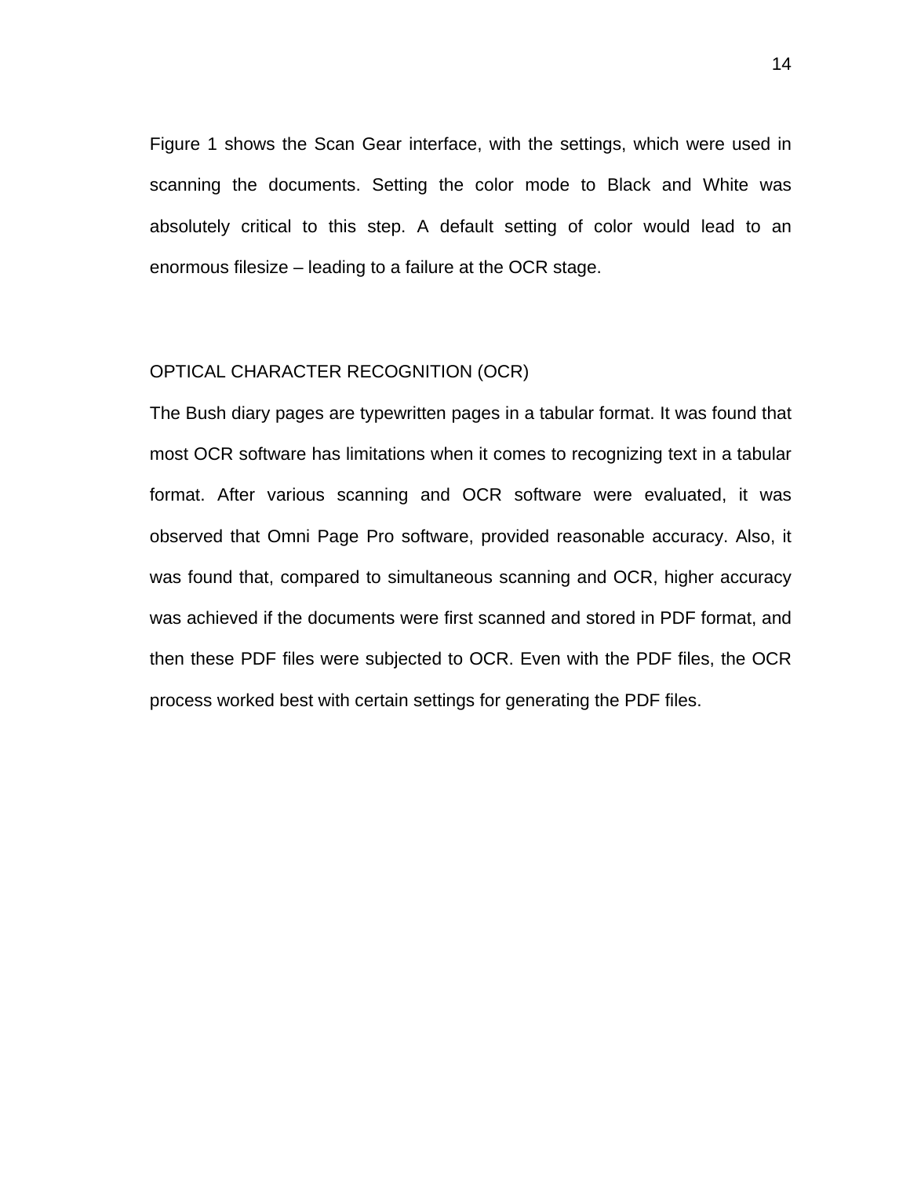Figure 1 shows the Scan Gear interface, with the settings, which were used in scanning the documents. Setting the color mode to Black and White was absolutely critical to this step. A default setting of color would lead to an enormous filesize – leading to a failure at the OCR stage.

## OPTICAL CHARACTER RECOGNITION (OCR)

The Bush diary pages are typewritten pages in a tabular format. It was found that most OCR software has limitations when it comes to recognizing text in a tabular format. After various scanning and OCR software were evaluated, it was observed that Omni Page Pro software, provided reasonable accuracy. Also, it was found that, compared to simultaneous scanning and OCR, higher accuracy was achieved if the documents were first scanned and stored in PDF format, and then these PDF files were subjected to OCR. Even with the PDF files, the OCR process worked best with certain settings for generating the PDF files.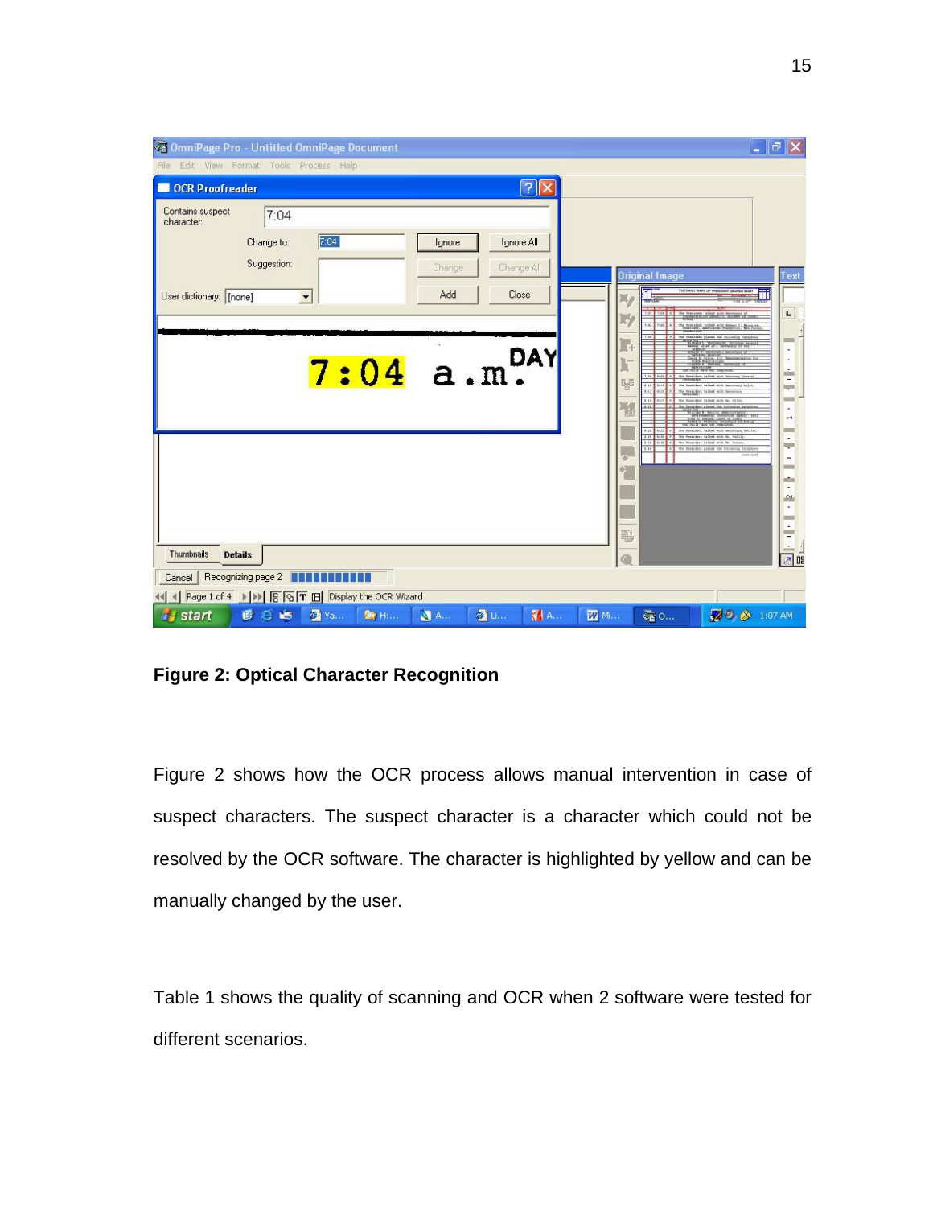**Figure 2: Optical Character Recognition**

Figure 2 shows how the OCR process allows manual intervention in case of suspect characters. The suspect character is a character which could not be resolved by the OCR software. The character is highlighted by yellow and can be manually changed by the user.

Table 1 shows the quality of scanning and OCR when 2 software were tested for different scenarios.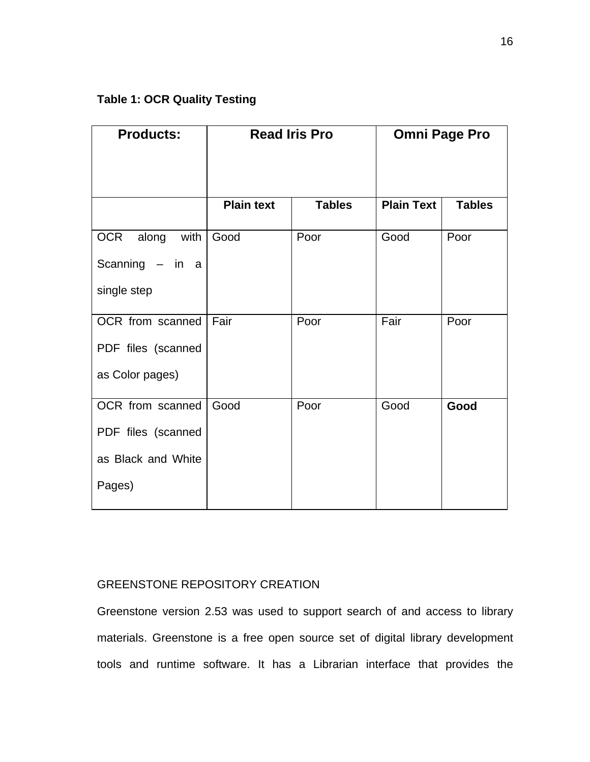**Table 1: OCR Quality Testing**

| Products: | Read Iris Pro | | Omni Page Pro | |
|---|---|---|---|---|
| | **Plain text** | **Tables** | **Plain Text** | **Tables** |
| OCR along with Scanning – in a single step | Good | Poor | Good | Poor |
| OCR from scanned PDF files (scanned as Color pages) | Fair | Poor | Fair | Poor |
| OCR from scanned PDF files (scanned as Black and White Pages) | Good | Poor | Good | **Good** |

GREENSTONE REPOSITORY CREATION

Greenstone version 2.53 was used to support search of and access to library materials. Greenstone is a free open source set of digital library development tools and runtime software. It has a Librarian interface that provides the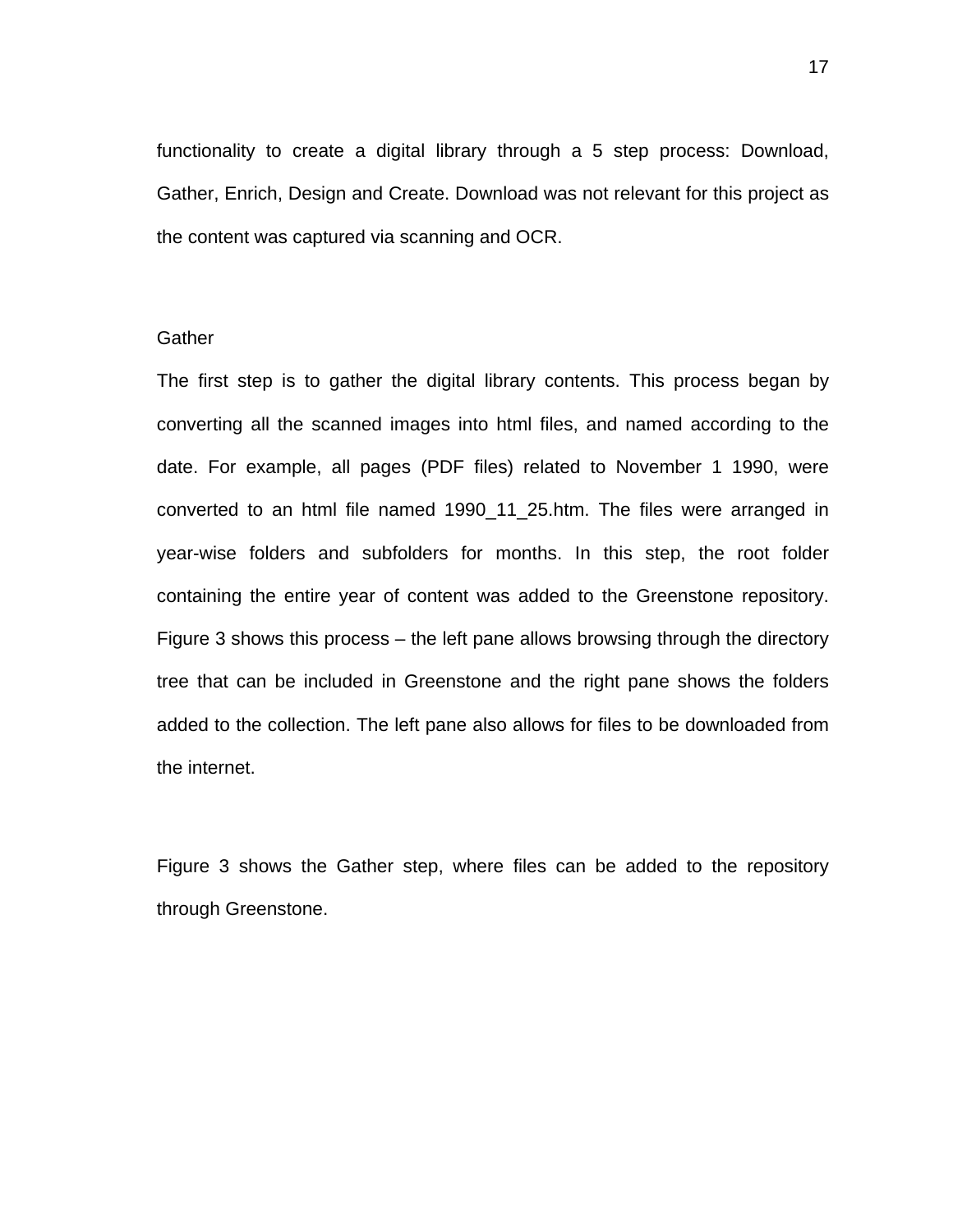functionality to create a digital library through a 5 step process: Download, Gather, Enrich, Design and Create. Download was not relevant for this project as the content was captured via scanning and OCR.

### Gather

The first step is to gather the digital library contents. This process began by converting all the scanned images into html files, and named according to the date. For example, all pages (PDF files) related to November 1 1990, were converted to an html file named 1990_11_25.htm. The files were arranged in year-wise folders and subfolders for months. In this step, the root folder containing the entire year of content was added to the Greenstone repository. Figure 3 shows this process – the left pane allows browsing through the directory tree that can be included in Greenstone and the right pane shows the folders added to the collection. The left pane also allows for files to be downloaded from the internet.

Figure 3 shows the Gather step, where files can be added to the repository through Greenstone.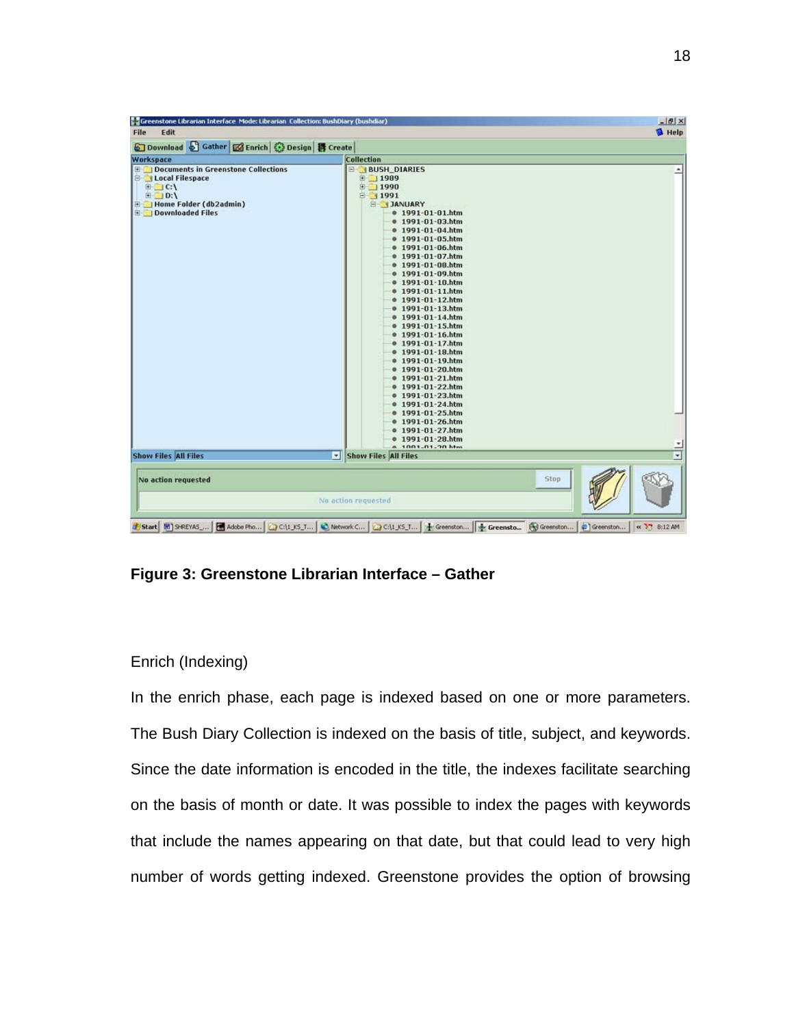**Figure 3: Greenstone Librarian Interface – Gather**

Enrich (Indexing)

In the enrich phase, each page is indexed based on one or more parameters. The Bush Diary Collection is indexed on the basis of title, subject, and keywords. Since the date information is encoded in the title, the indexes facilitate searching on the basis of month or date. It was possible to index the pages with keywords that include the names appearing on that date, but that could lead to very high number of words getting indexed. Greenstone provides the option of browsing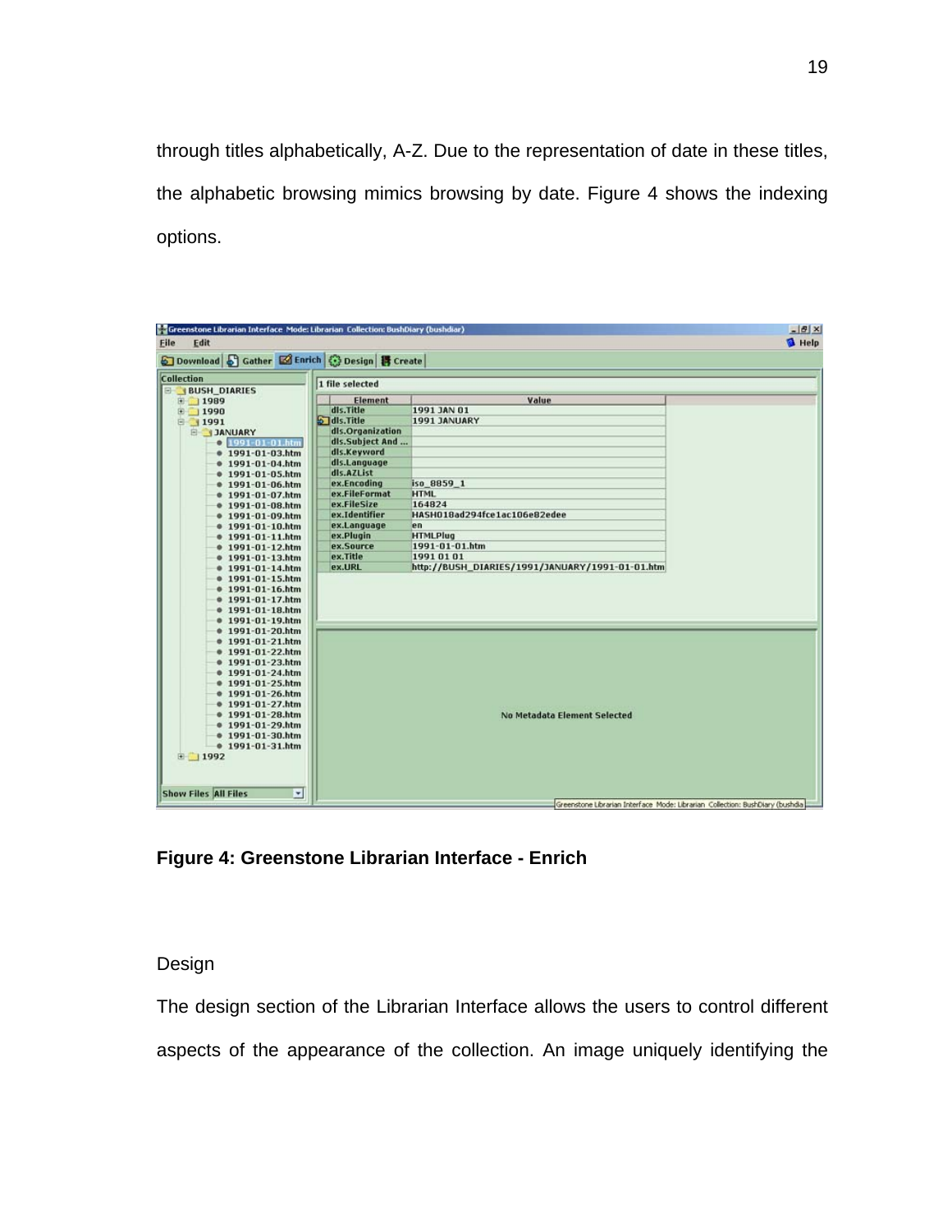through titles alphabetically, A-Z. Due to the representation of date in these titles, the alphabetic browsing mimics browsing by date. Figure 4 shows the indexing options.

**Figure 4: Greenstone Librarian Interface - Enrich**

Design

The design section of the Librarian Interface allows the users to control different aspects of the appearance of the collection. An image uniquely identifying the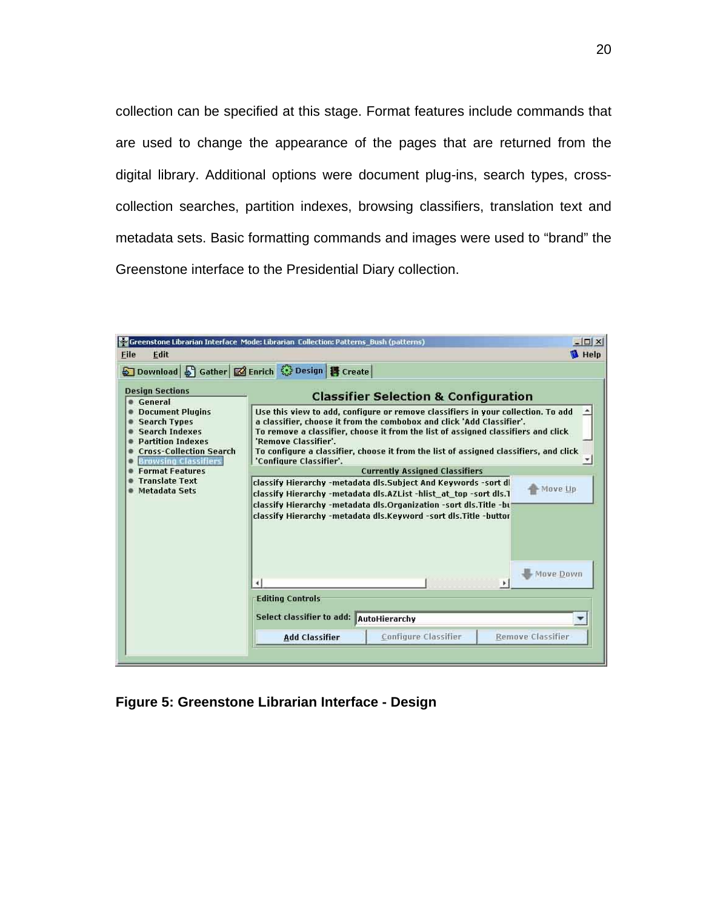collection can be specified at this stage. Format features include commands that are used to change the appearance of the pages that are returned from the digital library. Additional options were document plug-ins, search types, cross-collection searches, partition indexes, browsing classifiers, translation text and metadata sets. Basic formatting commands and images were used to “brand” the Greenstone interface to the Presidential Diary collection.

**Figure 5: Greenstone Librarian Interface - Design**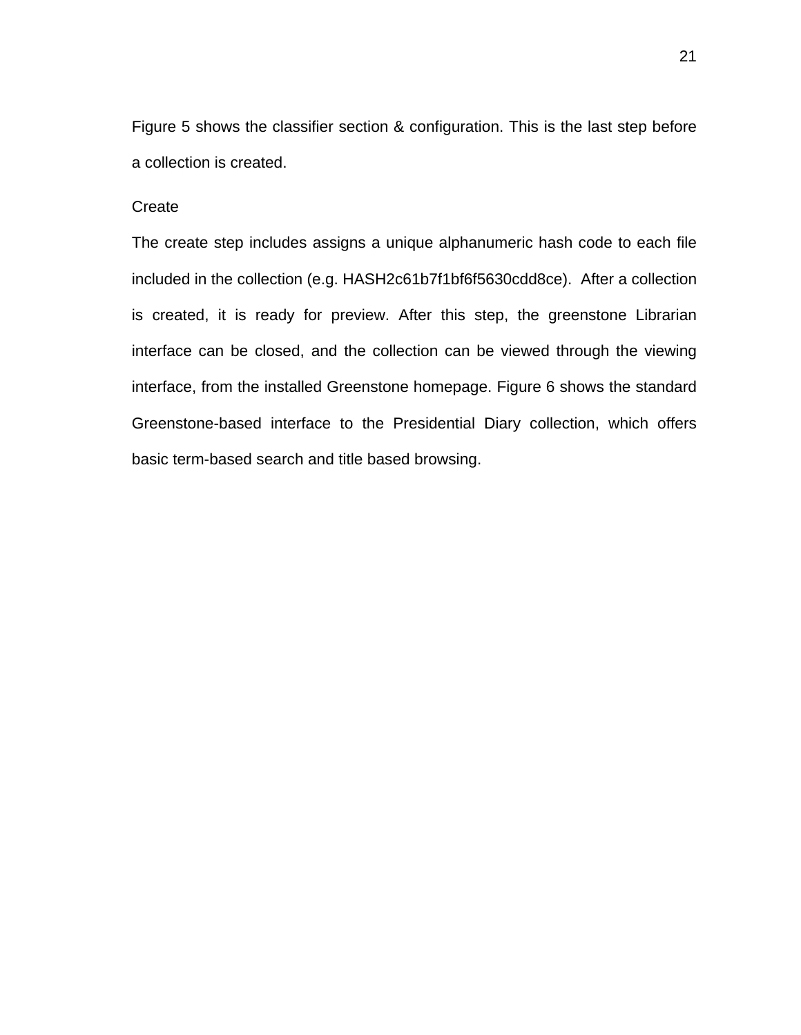Figure 5 shows the classifier section & configuration. This is the last step before a collection is created.

Create

The create step includes assigns a unique alphanumeric hash code to each file included in the collection (e.g. HASH2c61b7f1bf6f5630cdd8ce). After a collection is created, it is ready for preview. After this step, the greenstone Librarian interface can be closed, and the collection can be viewed through the viewing interface, from the installed Greenstone homepage. Figure 6 shows the standard Greenstone-based interface to the Presidential Diary collection, which offers basic term-based search and title based browsing.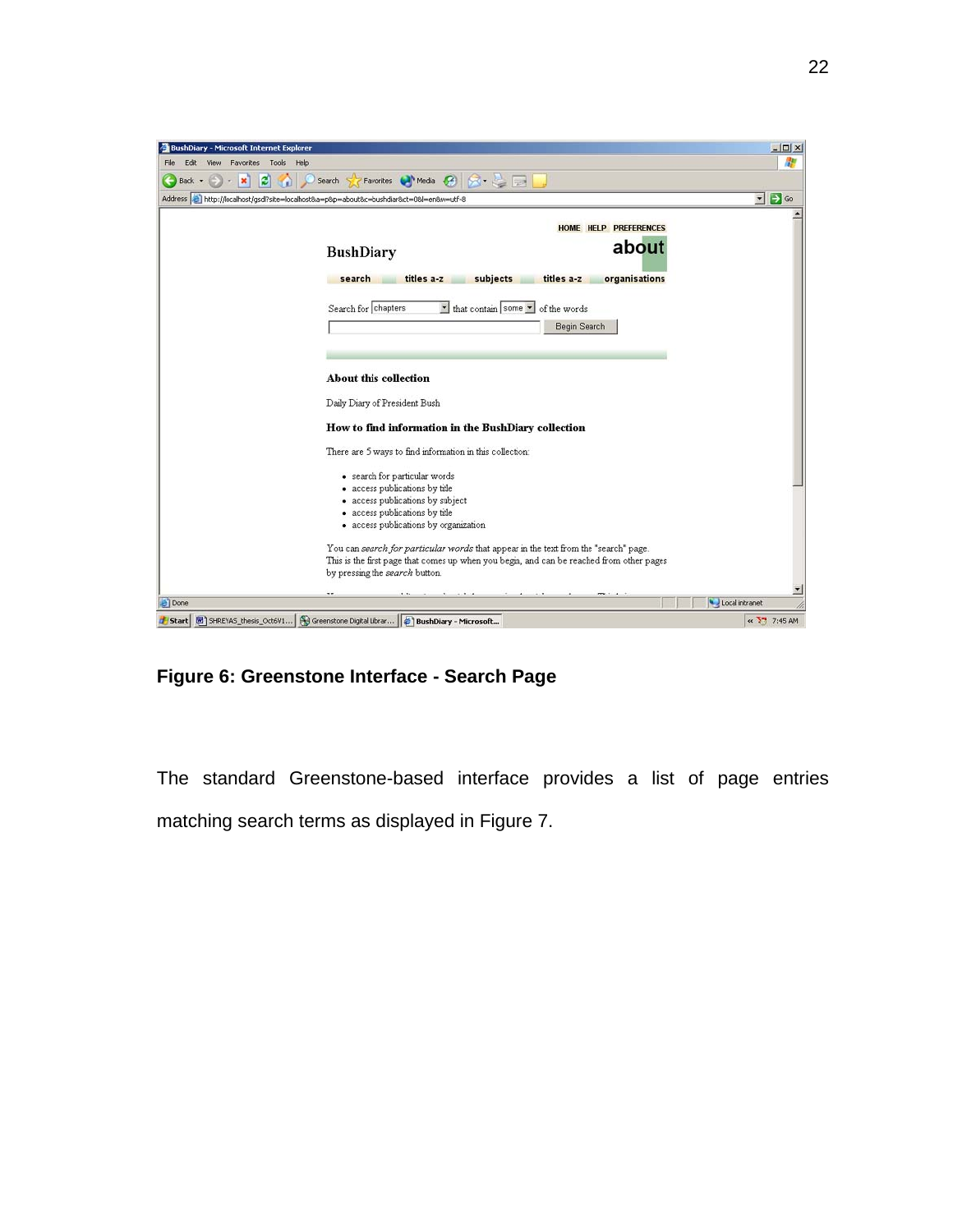**Figure 6: Greenstone Interface - Search Page**

The standard Greenstone-based interface provides a list of page entries matching search terms as displayed in Figure 7.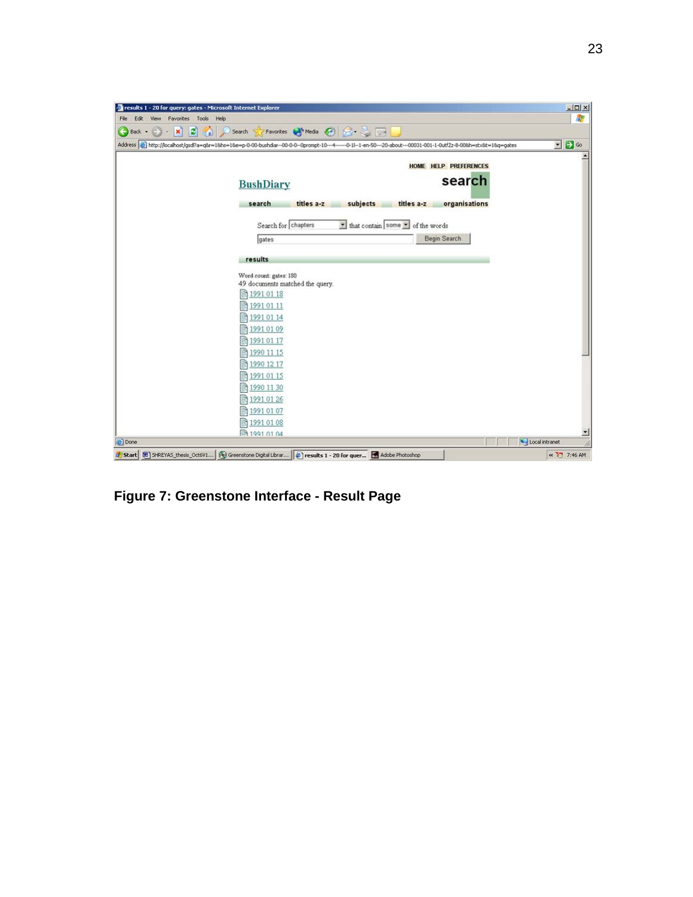Figure 7: Greenstone Interface - Result Page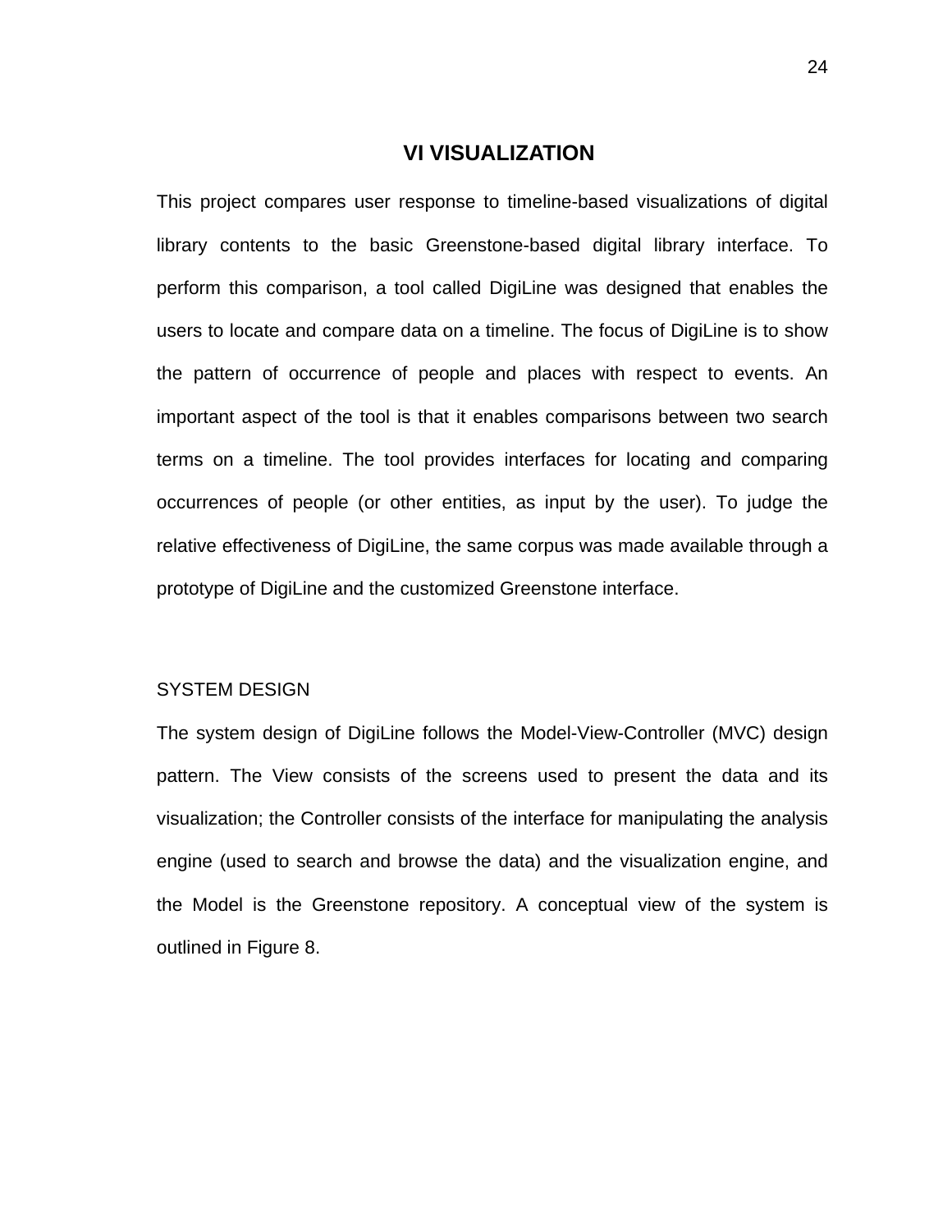# VI VISUALIZATION

This project compares user response to timeline-based visualizations of digital library contents to the basic Greenstone-based digital library interface. To perform this comparison, a tool called DigiLine was designed that enables the users to locate and compare data on a timeline. The focus of DigiLine is to show the pattern of occurrence of people and places with respect to events. An important aspect of the tool is that it enables comparisons between two search terms on a timeline. The tool provides interfaces for locating and comparing occurrences of people (or other entities, as input by the user). To judge the relative effectiveness of DigiLine, the same corpus was made available through a prototype of DigiLine and the customized Greenstone interface.

## SYSTEM DESIGN

The system design of DigiLine follows the Model-View-Controller (MVC) design pattern. The View consists of the screens used to present the data and its visualization; the Controller consists of the interface for manipulating the analysis engine (used to search and browse the data) and the visualization engine, and the Model is the Greenstone repository. A conceptual view of the system is outlined in Figure 8.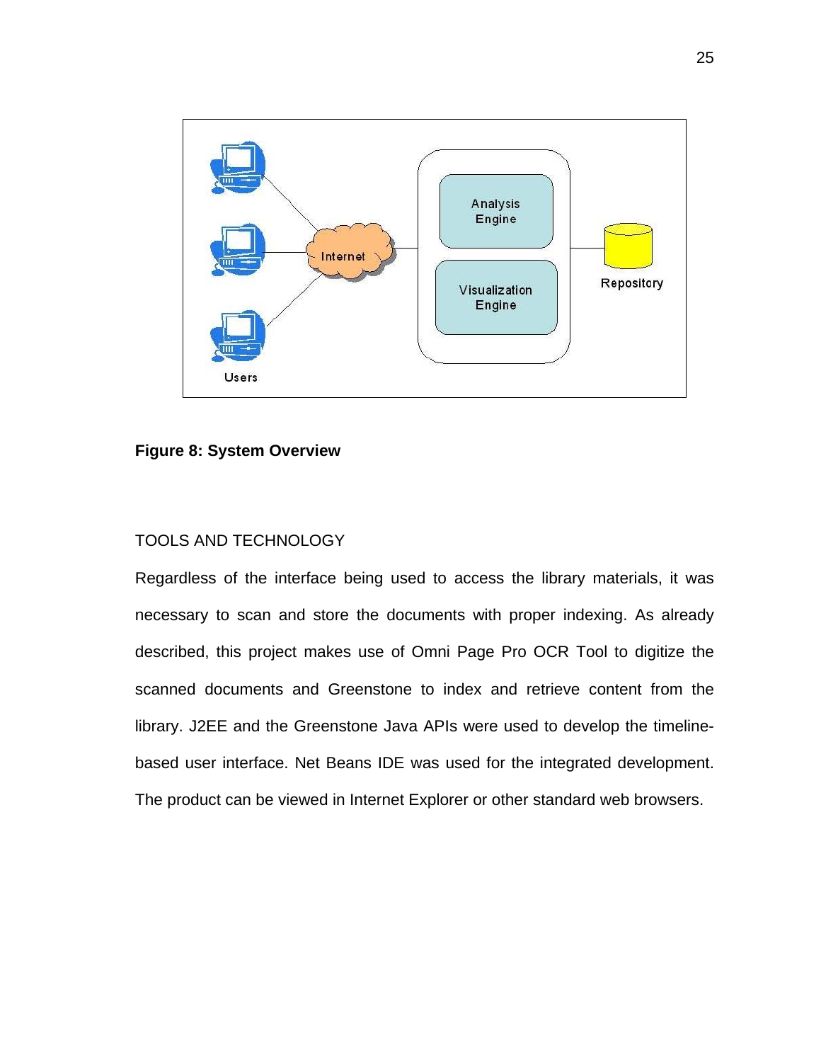**Figure 8: System Overview**

TOOLS AND TECHNOLOGY

Regardless of the interface being used to access the library materials, it was necessary to scan and store the documents with proper indexing. As already described, this project makes use of Omni Page Pro OCR Tool to digitize the scanned documents and Greenstone to index and retrieve content from the library. J2EE and the Greenstone Java APIs were used to develop the timeline-based user interface. Net Beans IDE was used for the integrated development. The product can be viewed in Internet Explorer or other standard web browsers.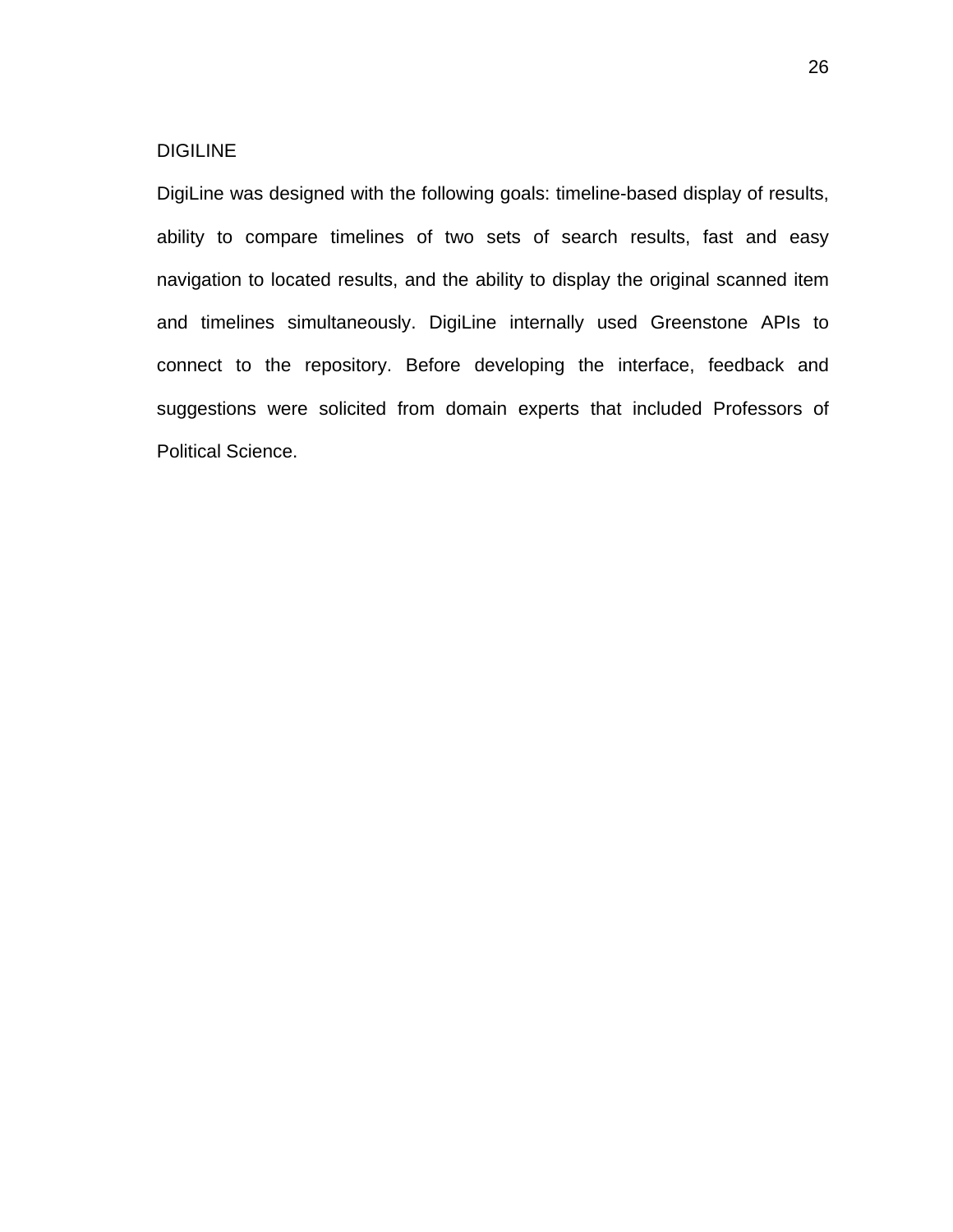## DIGILINE

DigiLine was designed with the following goals: timeline-based display of results, ability to compare timelines of two sets of search results, fast and easy navigation to located results, and the ability to display the original scanned item and timelines simultaneously. DigiLine internally used Greenstone APIs to connect to the repository. Before developing the interface, feedback and suggestions were solicited from domain experts that included Professors of Political Science.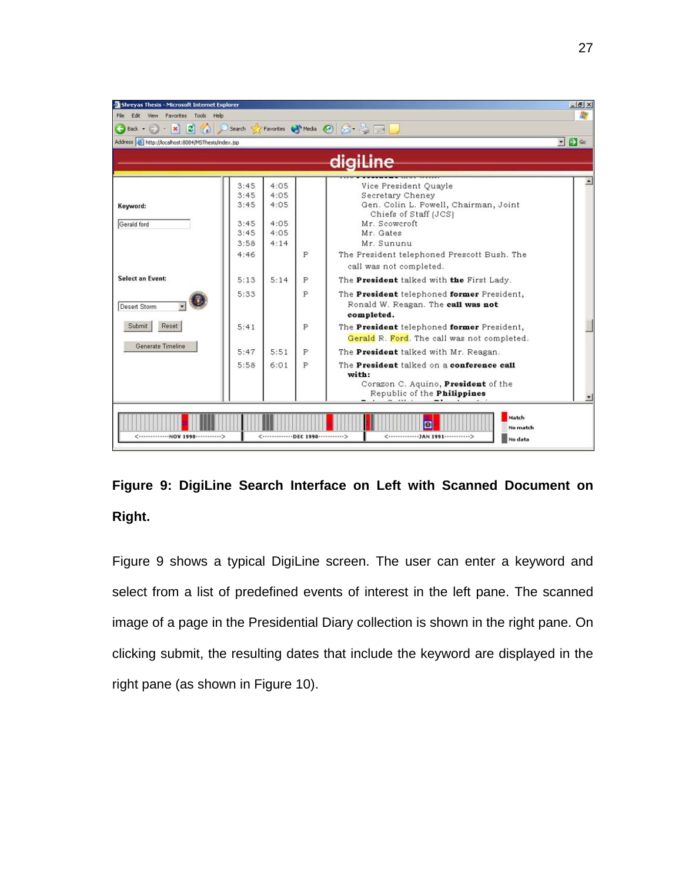**Figure 9: DigiLine Search Interface on Left with Scanned Document on Right.**

Figure 9 shows a typical DigiLine screen. The user can enter a keyword and select from a list of predefined events of interest in the left pane. The scanned image of a page in the Presidential Diary collection is shown in the right pane. On clicking submit, the resulting dates that include the keyword are displayed in the right pane (as shown in Figure 10).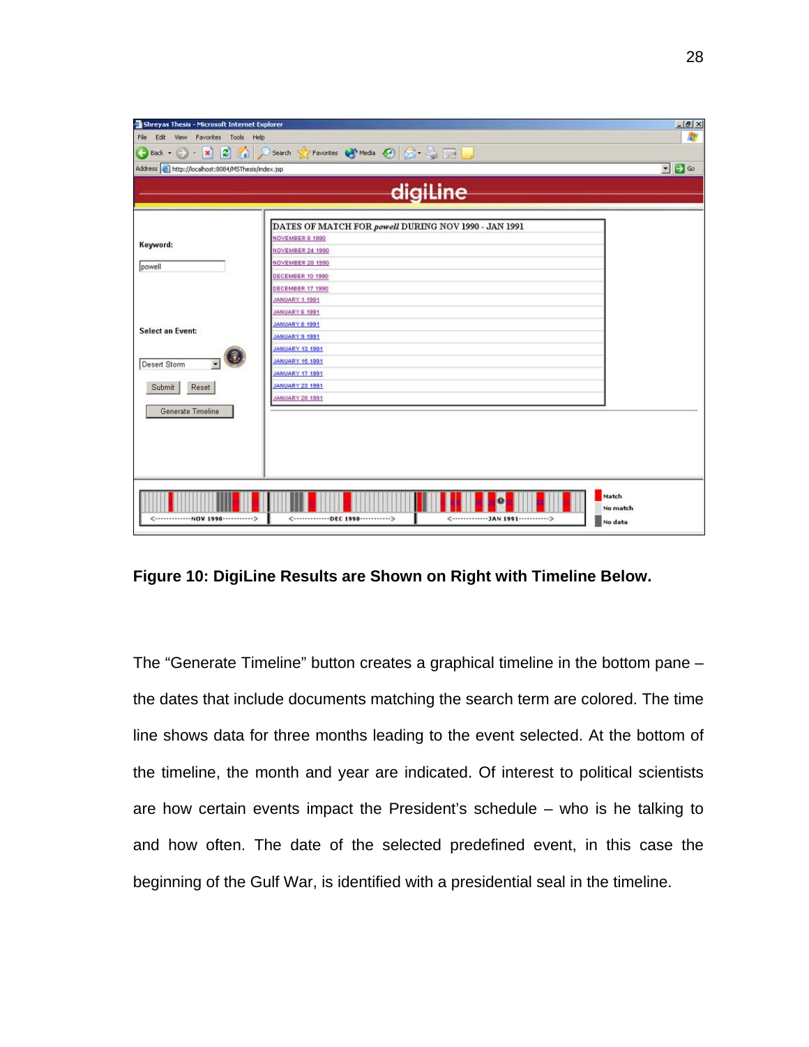**Figure 10: DigiLine Results are Shown on Right with Timeline Below.**

The "Generate Timeline" button creates a graphical timeline in the bottom pane – the dates that include documents matching the search term are colored. The time line shows data for three months leading to the event selected. At the bottom of the timeline, the month and year are indicated. Of interest to political scientists are how certain events impact the President's schedule – who is he talking to and how often. The date of the selected predefined event, in this case the beginning of the Gulf War, is identified with a presidential seal in the timeline.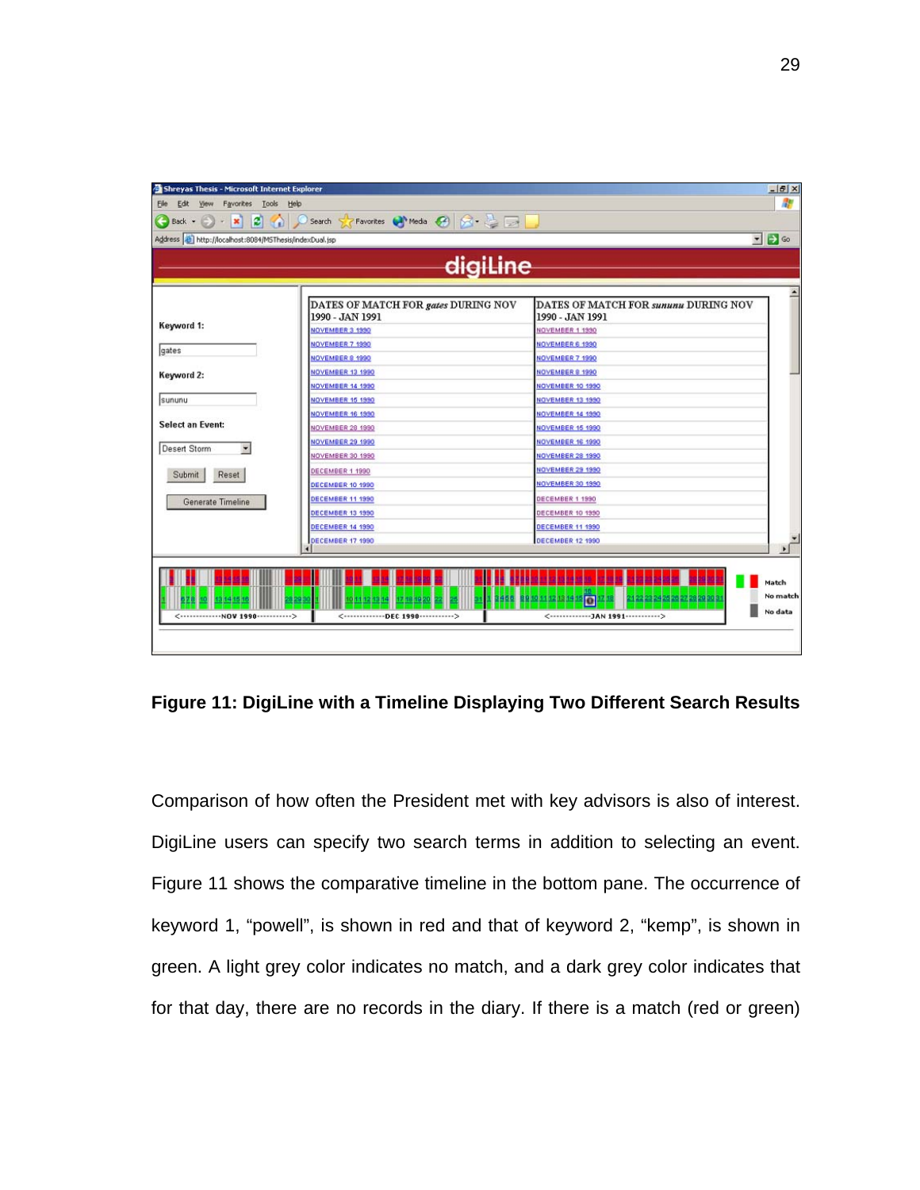**Figure 11: DigiLine with a Timeline Displaying Two Different Search Results**

Comparison of how often the President met with key advisors is also of interest. DigiLine users can specify two search terms in addition to selecting an event. Figure 11 shows the comparative timeline in the bottom pane. The occurrence of keyword 1, “powell”, is shown in red and that of keyword 2, “kemp”, is shown in green. A light grey color indicates no match, and a dark grey color indicates that for that day, there are no records in the diary. If there is a match (red or green)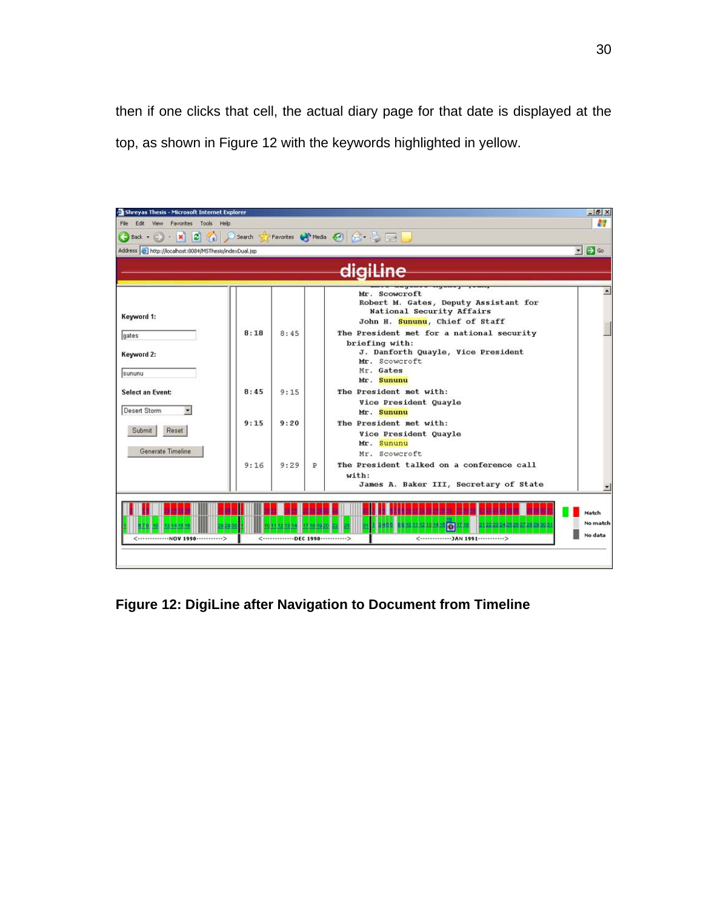then if one clicks that cell, the actual diary page for that date is displayed at the top, as shown in Figure 12 with the keywords highlighted in yellow.

**Figure 12: DigiLine after Navigation to Document from Timeline**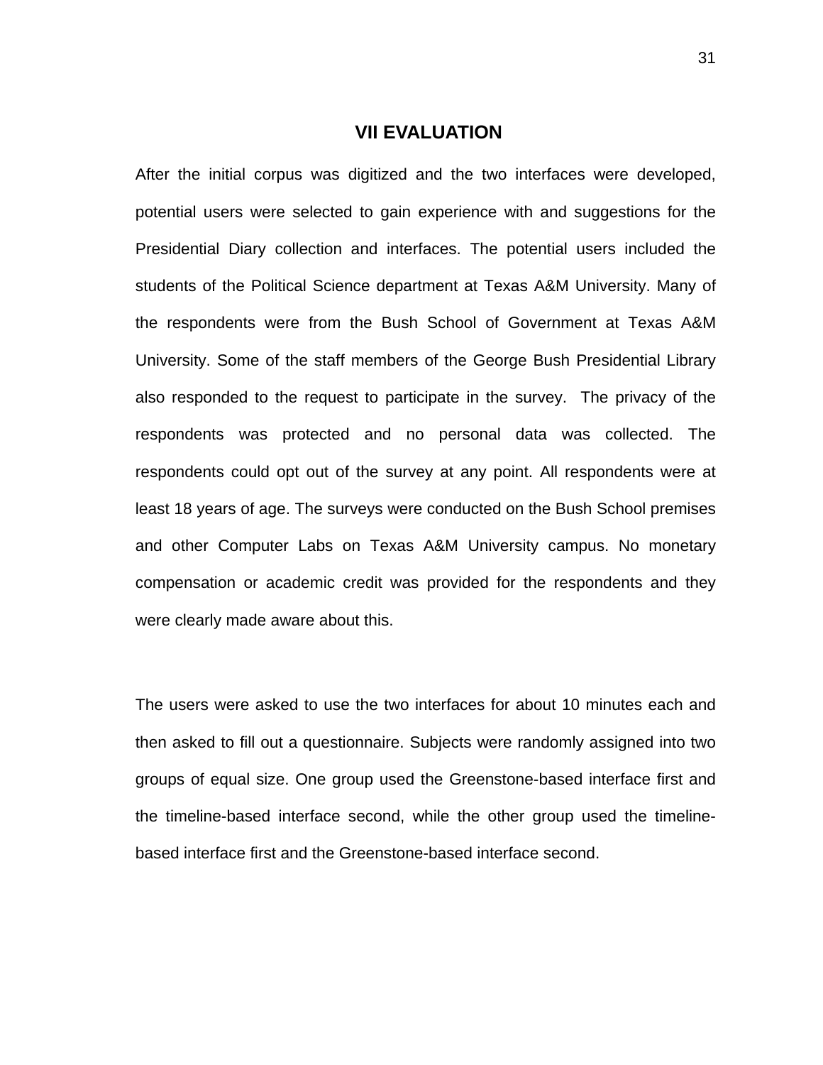# VII EVALUATION

After the initial corpus was digitized and the two interfaces were developed, potential users were selected to gain experience with and suggestions for the Presidential Diary collection and interfaces. The potential users included the students of the Political Science department at Texas A&M University. Many of the respondents were from the Bush School of Government at Texas A&M University. Some of the staff members of the George Bush Presidential Library also responded to the request to participate in the survey.  The privacy of the respondents was protected and no personal data was collected. The respondents could opt out of the survey at any point. All respondents were at least 18 years of age. The surveys were conducted on the Bush School premises and other Computer Labs on Texas A&M University campus. No monetary compensation or academic credit was provided for the respondents and they were clearly made aware about this.

The users were asked to use the two interfaces for about 10 minutes each and then asked to fill out a questionnaire. Subjects were randomly assigned into two groups of equal size. One group used the Greenstone-based interface first and the timeline-based interface second, while the other group used the timeline-based interface first and the Greenstone-based interface second.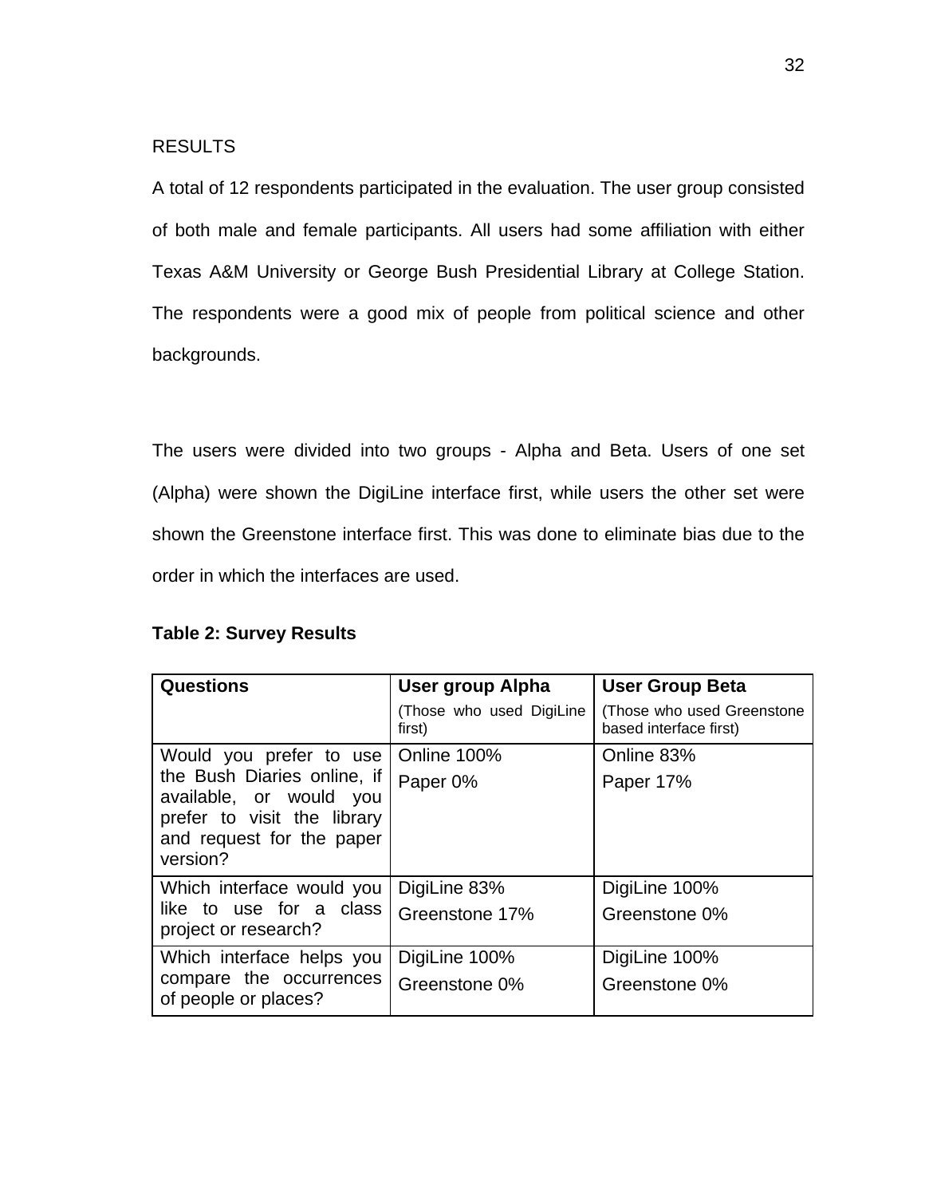## RESULTS

A total of 12 respondents participated in the evaluation. The user group consisted of both male and female participants. All users had some affiliation with either Texas A&M University or George Bush Presidential Library at College Station. The respondents were a good mix of people from political science and other backgrounds.

The users were divided into two groups - Alpha and Beta. Users of one set (Alpha) were shown the DigiLine interface first, while users the other set were shown the Greenstone interface first. This was done to eliminate bias due to the order in which the interfaces are used.

**Table 2: Survey Results**

| **Questions** | **User group Alpha** (Those who used DigiLine first) | **User Group Beta** (Those who used Greenstone based interface first) |
|---|---|---|
| Would you prefer to use the Bush Diaries online, if available, or would you prefer to visit the library and request for the paper version? | Online 100%<br>Paper 0% | Online 83%<br>Paper 17% |
| Which interface would you like to use for a class project or research? | DigiLine 83%<br>Greenstone 17% | DigiLine 100%<br>Greenstone 0% |
| Which interface helps you compare the occurrences of people or places? | DigiLine 100%<br>Greenstone 0% | DigiLine 100%<br>Greenstone 0% |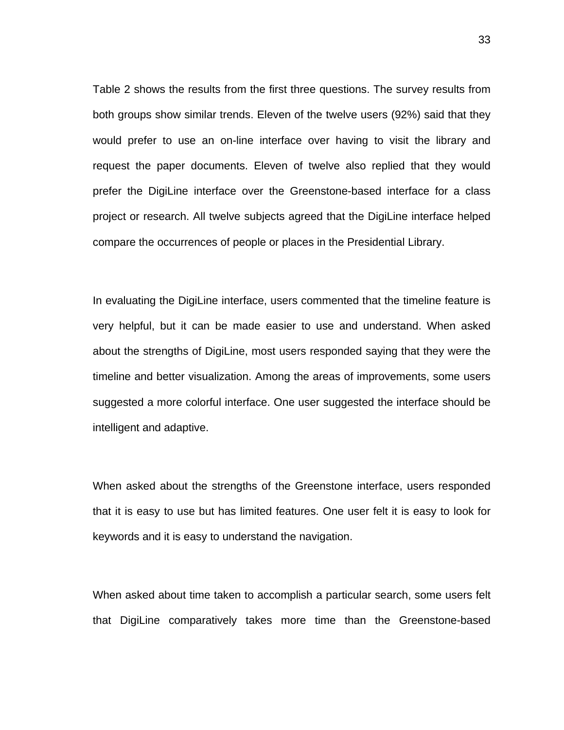Table 2 shows the results from the first three questions. The survey results from both groups show similar trends. Eleven of the twelve users (92%) said that they would prefer to use an on-line interface over having to visit the library and request the paper documents. Eleven of twelve also replied that they would prefer the DigiLine interface over the Greenstone-based interface for a class project or research. All twelve subjects agreed that the DigiLine interface helped compare the occurrences of people or places in the Presidential Library.

In evaluating the DigiLine interface, users commented that the timeline feature is very helpful, but it can be made easier to use and understand. When asked about the strengths of DigiLine, most users responded saying that they were the timeline and better visualization. Among the areas of improvements, some users suggested a more colorful interface. One user suggested the interface should be intelligent and adaptive.

When asked about the strengths of the Greenstone interface, users responded that it is easy to use but has limited features. One user felt it is easy to look for keywords and it is easy to understand the navigation.

When asked about time taken to accomplish a particular search, some users felt that DigiLine comparatively takes more time than the Greenstone-based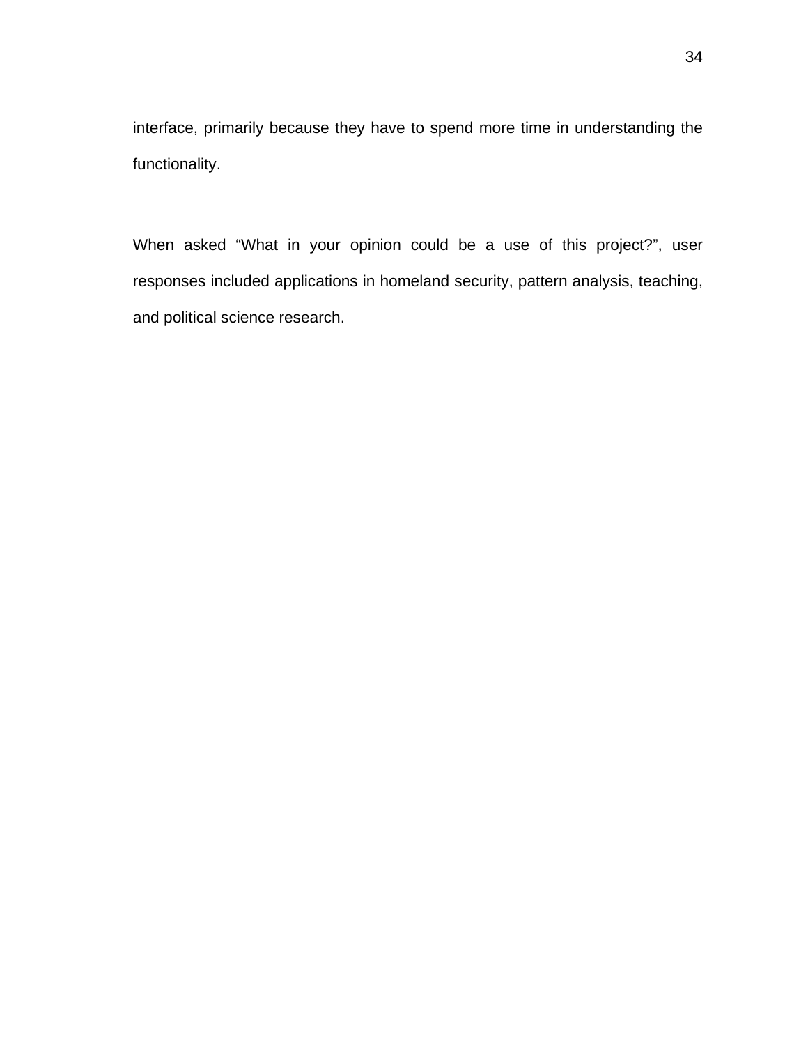interface, primarily because they have to spend more time in understanding the functionality.

When asked “What in your opinion could be a use of this project?”, user responses included applications in homeland security, pattern analysis, teaching, and political science research.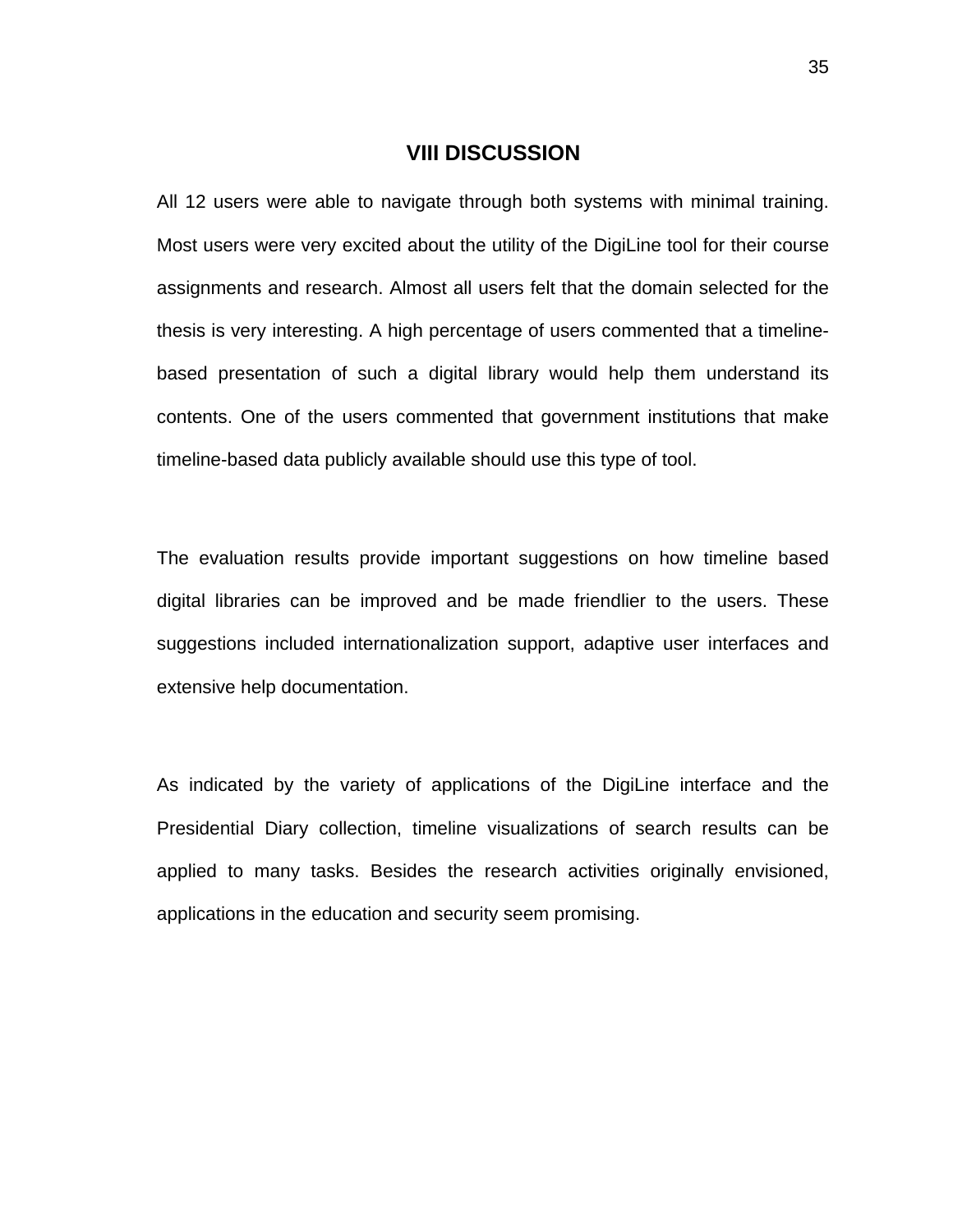# VIII DISCUSSION

All 12 users were able to navigate through both systems with minimal training. Most users were very excited about the utility of the DigiLine tool for their course assignments and research. Almost all users felt that the domain selected for the thesis is very interesting. A high percentage of users commented that a timeline-based presentation of such a digital library would help them understand its contents. One of the users commented that government institutions that make timeline-based data publicly available should use this type of tool.

The evaluation results provide important suggestions on how timeline based digital libraries can be improved and be made friendlier to the users. These suggestions included internationalization support, adaptive user interfaces and extensive help documentation.

As indicated by the variety of applications of the DigiLine interface and the Presidential Diary collection, timeline visualizations of search results can be applied to many tasks. Besides the research activities originally envisioned, applications in the education and security seem promising.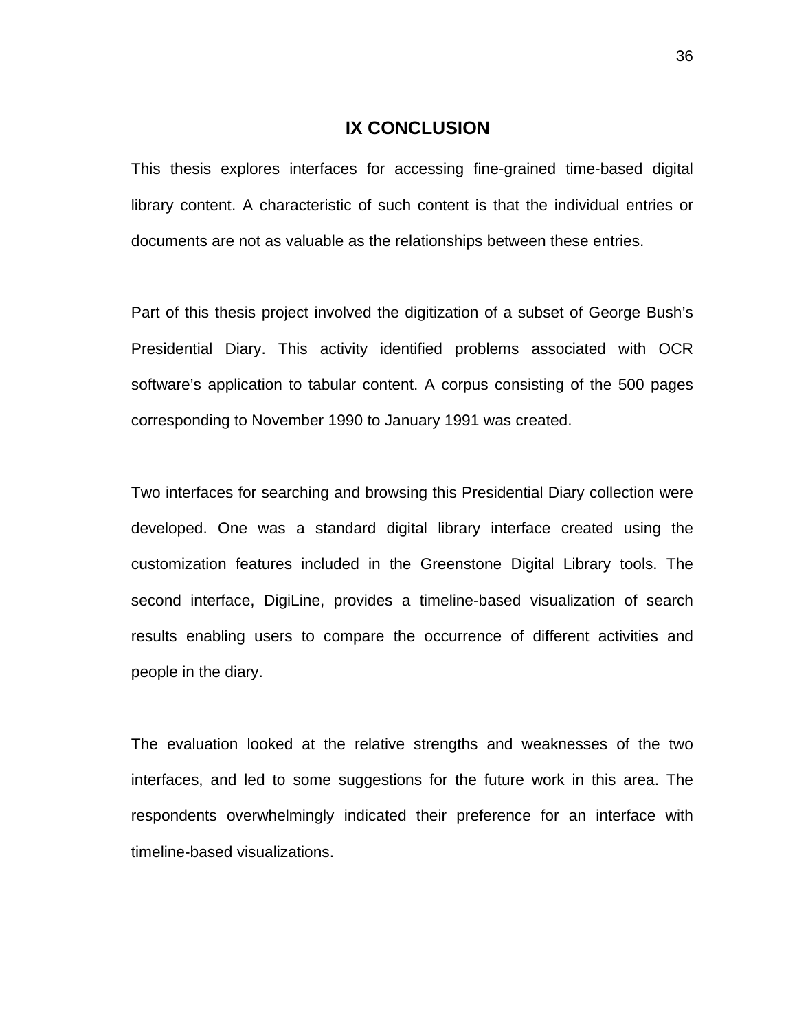# IX CONCLUSION

This thesis explores interfaces for accessing fine-grained time-based digital library content. A characteristic of such content is that the individual entries or documents are not as valuable as the relationships between these entries.

Part of this thesis project involved the digitization of a subset of George Bush's Presidential Diary. This activity identified problems associated with OCR software's application to tabular content. A corpus consisting of the 500 pages corresponding to November 1990 to January 1991 was created.

Two interfaces for searching and browsing this Presidential Diary collection were developed. One was a standard digital library interface created using the customization features included in the Greenstone Digital Library tools. The second interface, DigiLine, provides a timeline-based visualization of search results enabling users to compare the occurrence of different activities and people in the diary.

The evaluation looked at the relative strengths and weaknesses of the two interfaces, and led to some suggestions for the future work in this area. The respondents overwhelmingly indicated their preference for an interface with timeline-based visualizations.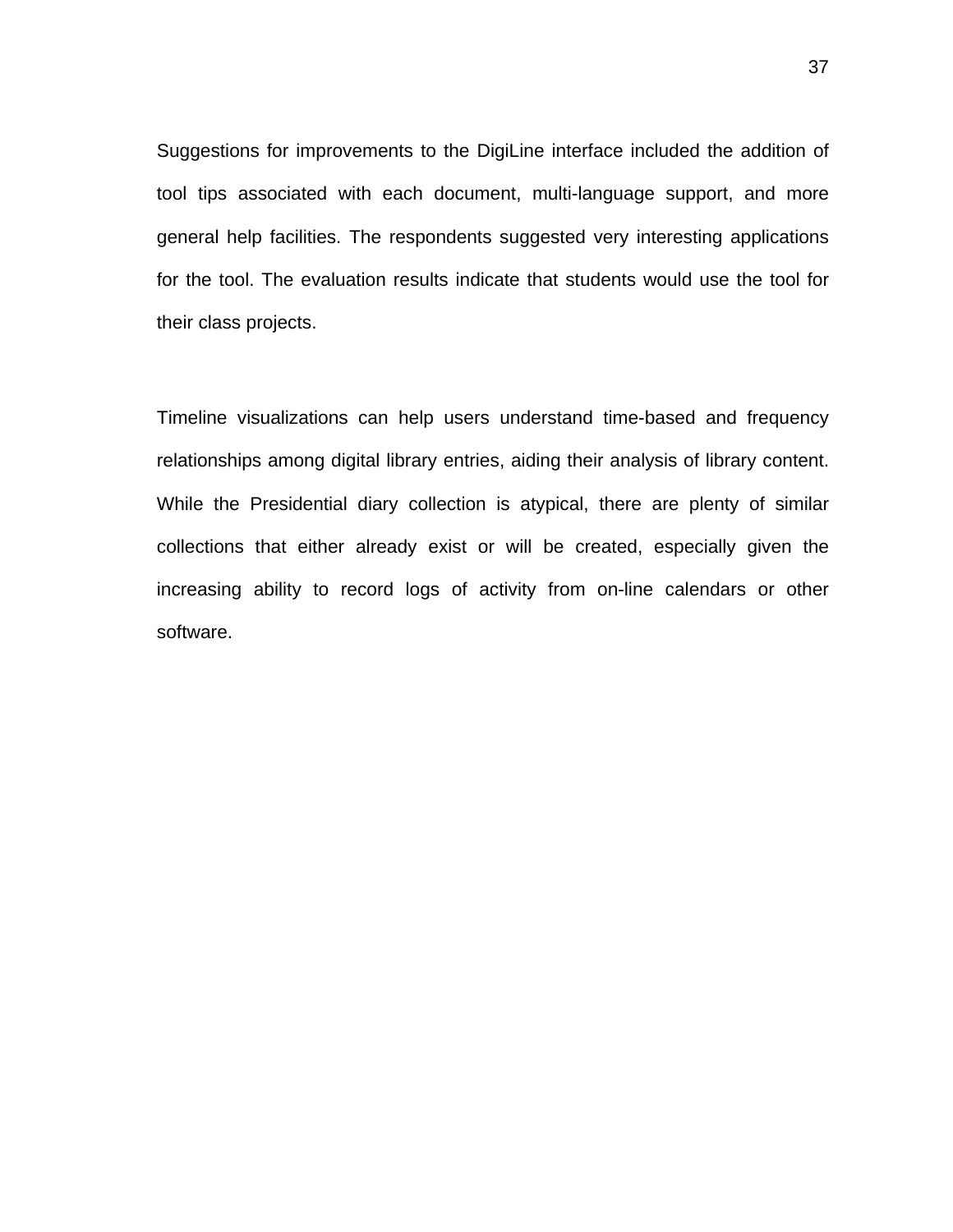Suggestions for improvements to the DigiLine interface included the addition of tool tips associated with each document, multi-language support, and more general help facilities. The respondents suggested very interesting applications for the tool. The evaluation results indicate that students would use the tool for their class projects.

Timeline visualizations can help users understand time-based and frequency relationships among digital library entries, aiding their analysis of library content. While the Presidential diary collection is atypical, there are plenty of similar collections that either already exist or will be created, especially given the increasing ability to record logs of activity from on-line calendars or other software.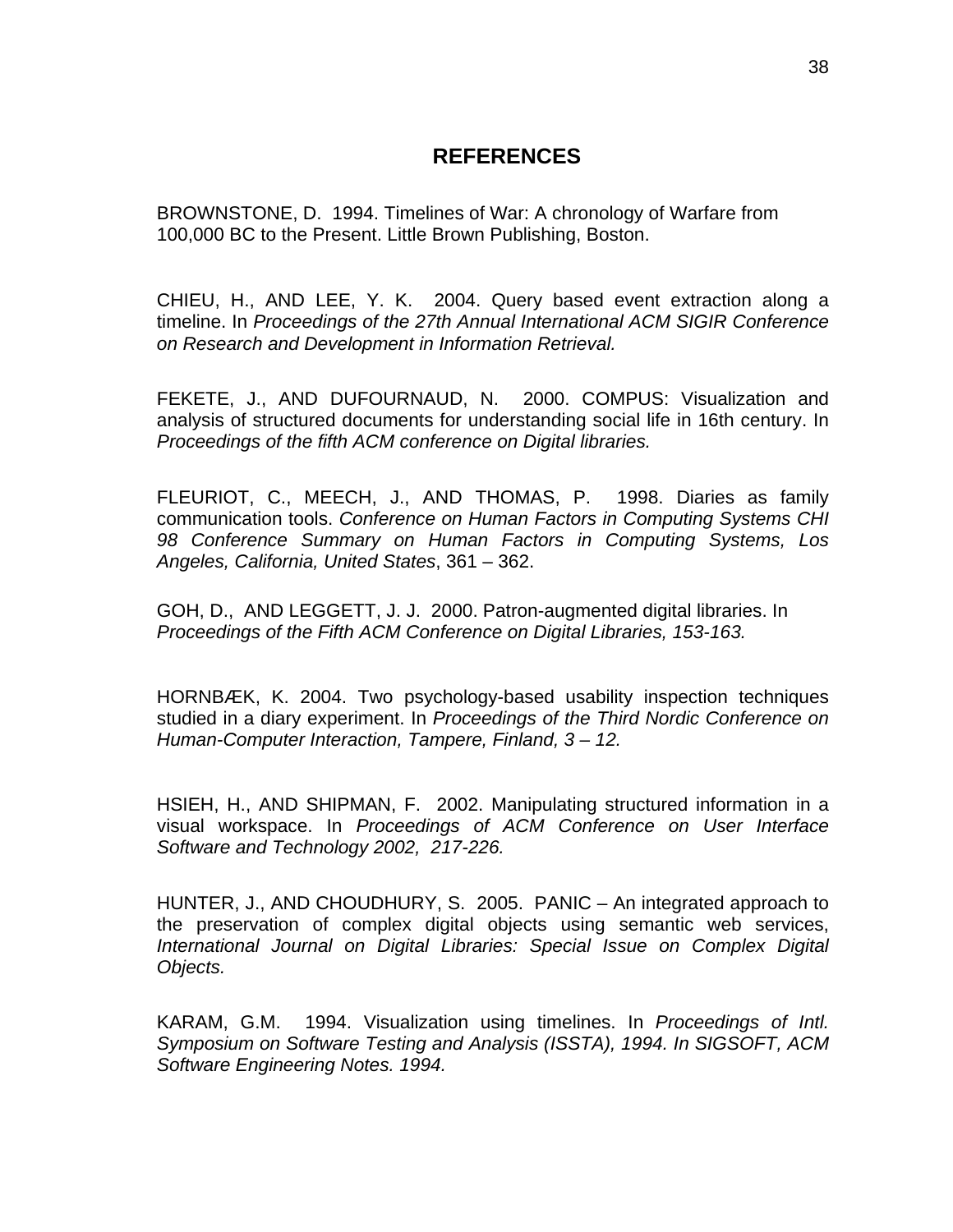## REFERENCES

BROWNSTONE, D. 1994. Timelines of War: A chronology of Warfare from 100,000 BC to the Present. Little Brown Publishing, Boston.

CHIEU, H., AND LEE, Y. K. 2004. Query based event extraction along a timeline. In *Proceedings of the 27th Annual International ACM SIGIR Conference on Research and Development in Information Retrieval.*

FEKETE, J., AND DUFOURNAUD, N. 2000. COMPUS: Visualization and analysis of structured documents for understanding social life in 16th century. In *Proceedings of the fifth ACM conference on Digital libraries.*

FLEURIOT, C., MEECH, J., AND THOMAS, P. 1998. Diaries as family communication tools. *Conference on Human Factors in Computing Systems CHI 98 Conference Summary on Human Factors in Computing Systems, Los Angeles, California, United States*, 361 – 362.

GOH, D., AND LEGGETT, J. J. 2000. Patron-augmented digital libraries. In *Proceedings of the Fifth ACM Conference on Digital Libraries, 153-163.*

HORNBÆK, K. 2004. Two psychology-based usability inspection techniques studied in a diary experiment. In *Proceedings of the Third Nordic Conference on Human-Computer Interaction, Tampere, Finland, 3 – 12.*

HSIEH, H., AND SHIPMAN, F. 2002. Manipulating structured information in a visual workspace. In *Proceedings of ACM Conference on User Interface Software and Technology 2002, 217-226.*

HUNTER, J., AND CHOUDHURY, S. 2005. PANIC – An integrated approach to the preservation of complex digital objects using semantic web services, *International Journal on Digital Libraries: Special Issue on Complex Digital Objects.*

KARAM, G.M. 1994. Visualization using timelines. In *Proceedings of Intl. Symposium on Software Testing and Analysis (ISSTA), 1994. In SIGSOFT, ACM Software Engineering Notes. 1994.*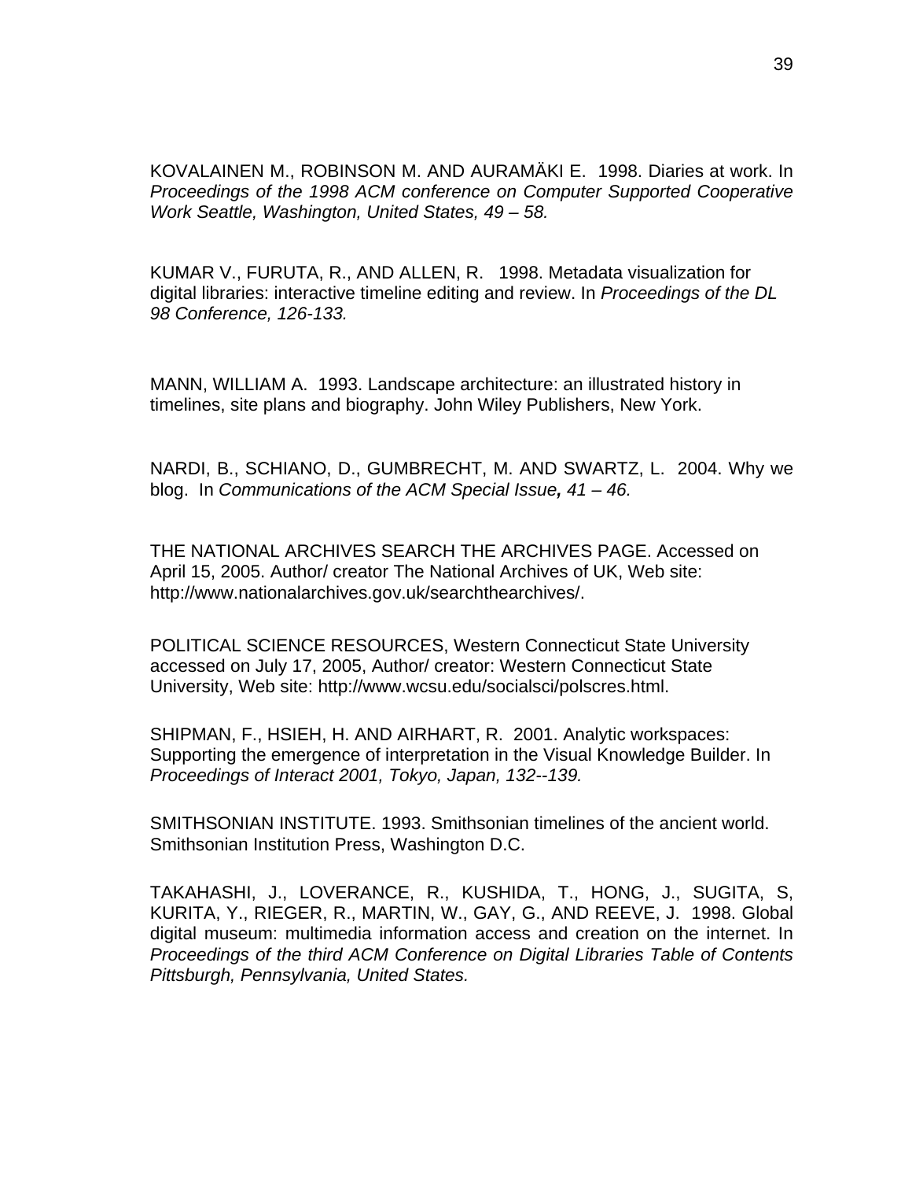KOVALAINEN M., ROBINSON M. AND AURAMÄKI E. 1998. Diaries at work. In *Proceedings of the 1998 ACM conference on Computer Supported Cooperative Work Seattle, Washington, United States, 49 – 58.*

KUMAR V., FURUTA, R., AND ALLEN, R. 1998. Metadata visualization for digital libraries: interactive timeline editing and review. In *Proceedings of the DL 98 Conference, 126-133.*

MANN, WILLIAM A. 1993. Landscape architecture: an illustrated history in timelines, site plans and biography. John Wiley Publishers, New York.

NARDI, B., SCHIANO, D., GUMBRECHT, M. AND SWARTZ, L. 2004. Why we blog. In *Communications of the ACM Special Issue**,** 41 – 46.*

THE NATIONAL ARCHIVES SEARCH THE ARCHIVES PAGE. Accessed on April 15, 2005. Author/ creator The National Archives of UK, Web site: http://www.nationalarchives.gov.uk/searchthearchives/.

POLITICAL SCIENCE RESOURCES, Western Connecticut State University accessed on July 17, 2005, Author/ creator: Western Connecticut State University, Web site: http://www.wcsu.edu/socialsci/polscres.html.

SHIPMAN, F., HSIEH, H. AND AIRHART, R. 2001. Analytic workspaces: Supporting the emergence of interpretation in the Visual Knowledge Builder. In *Proceedings of Interact 2001, Tokyo, Japan, 132--139.*

SMITHSONIAN INSTITUTE. 1993. Smithsonian timelines of the ancient world. Smithsonian Institution Press, Washington D.C.

TAKAHASHI, J., LOVERANCE, R., KUSHIDA, T., HONG, J., SUGITA, S, KURITA, Y., RIEGER, R., MARTIN, W., GAY, G., AND REEVE, J. 1998. Global digital museum: multimedia information access and creation on the internet. In *Proceedings of the third ACM Conference on Digital Libraries Table of Contents Pittsburgh, Pennsylvania, United States.*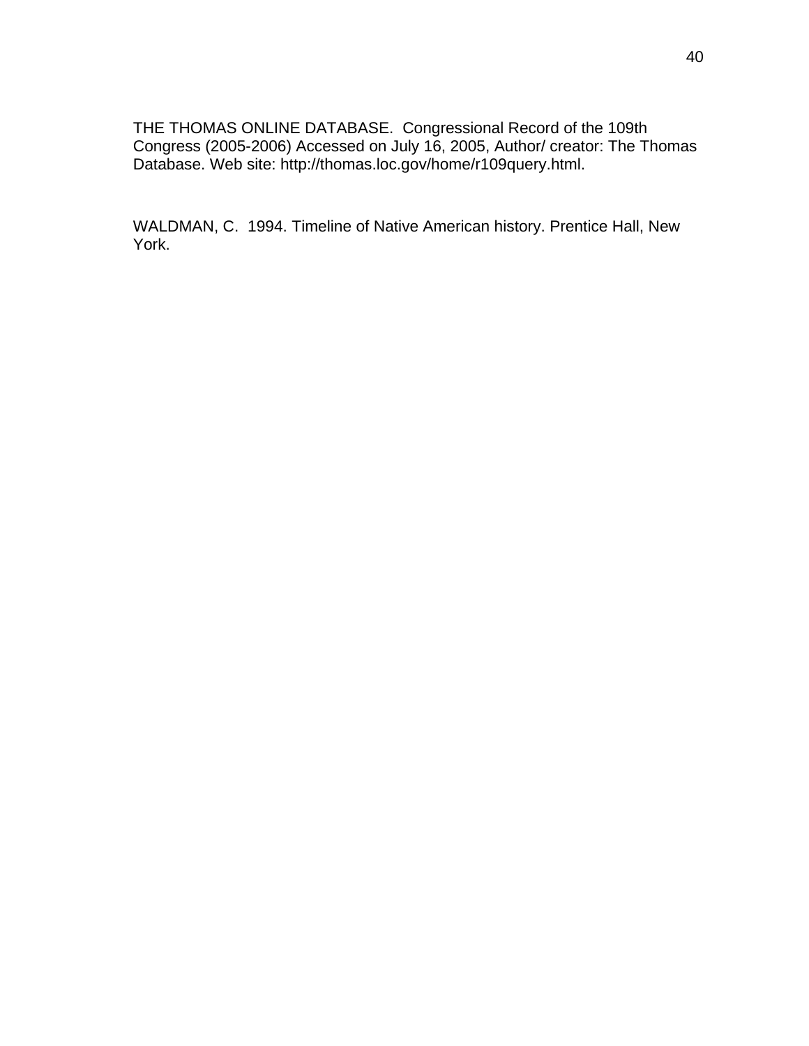THE THOMAS ONLINE DATABASE. Congressional Record of the 109th Congress (2005-2006) Accessed on July 16, 2005, Author/ creator: The Thomas Database. Web site: http://thomas.loc.gov/home/r109query.html.

WALDMAN, C. 1994. Timeline of Native American history. Prentice Hall, New York.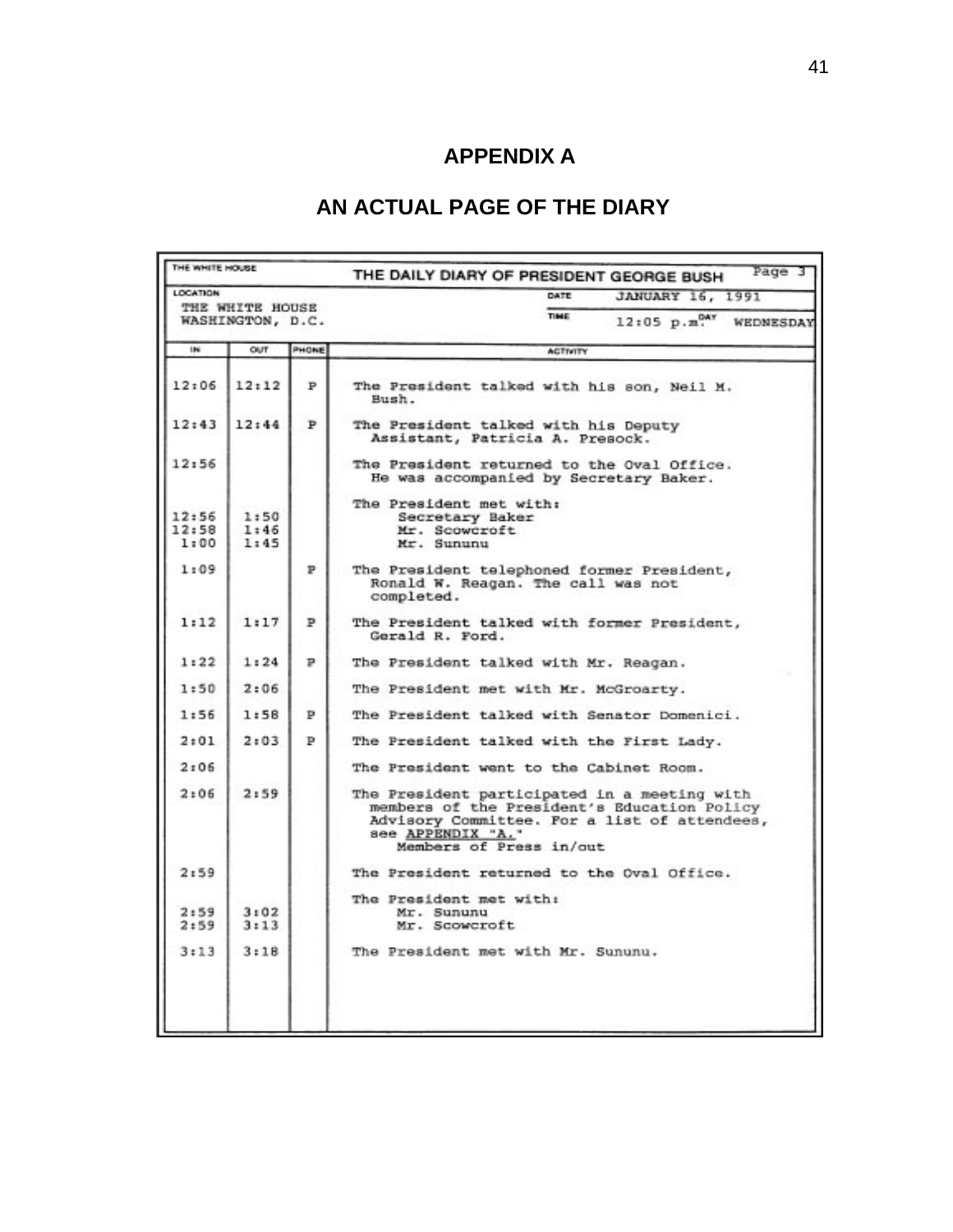# APPENDIX A

## AN ACTUAL PAGE OF THE DIARY

THE WHITE HOUSE

**THE DAILY DIARY OF PRESIDENT GEORGE BUSH** Page 3

LOCATION: THE WHITE HOUSE, WASHINGTON, D.C.

DATE: JANUARY 16, 1991

TIME: 12:05 p.m. DAY: WEDNESDAY

| IN | OUT | PHONE | ACTIVITY |
|---|---|---|---|
| 12:06 | 12:12 | P | The President talked with his son, Neil M. Bush. |
| 12:43 | 12:44 | P | The President talked with his Deputy Assistant, Patricia A. Presock. |
| 12:56 | | | The President returned to the Oval Office. He was accompanied by Secretary Baker. |
| | | | The President met with: |
| 12:56 | 1:50 | | Secretary Baker |
| 12:58 | 1:46 | | Mr. Scowcroft |
| 1:00 | 1:45 | | Mr. Sununu |
| 1:09 | | P | The President telephoned former President, Ronald W. Reagan. The call was not completed. |
| 1:12 | 1:17 | P | The President talked with former President, Gerald R. Ford. |
| 1:22 | 1:24 | P | The President talked with Mr. Reagan. |
| 1:50 | 2:06 | | The President met with Mr. McGroarty. |
| 1:56 | 1:58 | P | The President talked with Senator Domenici. |
| 2:01 | 2:03 | P | The President talked with the First Lady. |
| 2:06 | | | The President went to the Cabinet Room. |
| 2:06 | 2:59 | | The President participated in a meeting with members of the President's Education Policy Advisory Committee. For a list of attendees, see APPENDIX "A." Members of Press in/out |
| 2:59 | | | The President returned to the Oval Office. |
| | | | The President met with: |
| 2:59 | 3:02 | | Mr. Sununu |
| 2:59 | 3:13 | | Mr. Scowcroft |
| 3:13 | 3:18 | | The President met with Mr. Sununu. |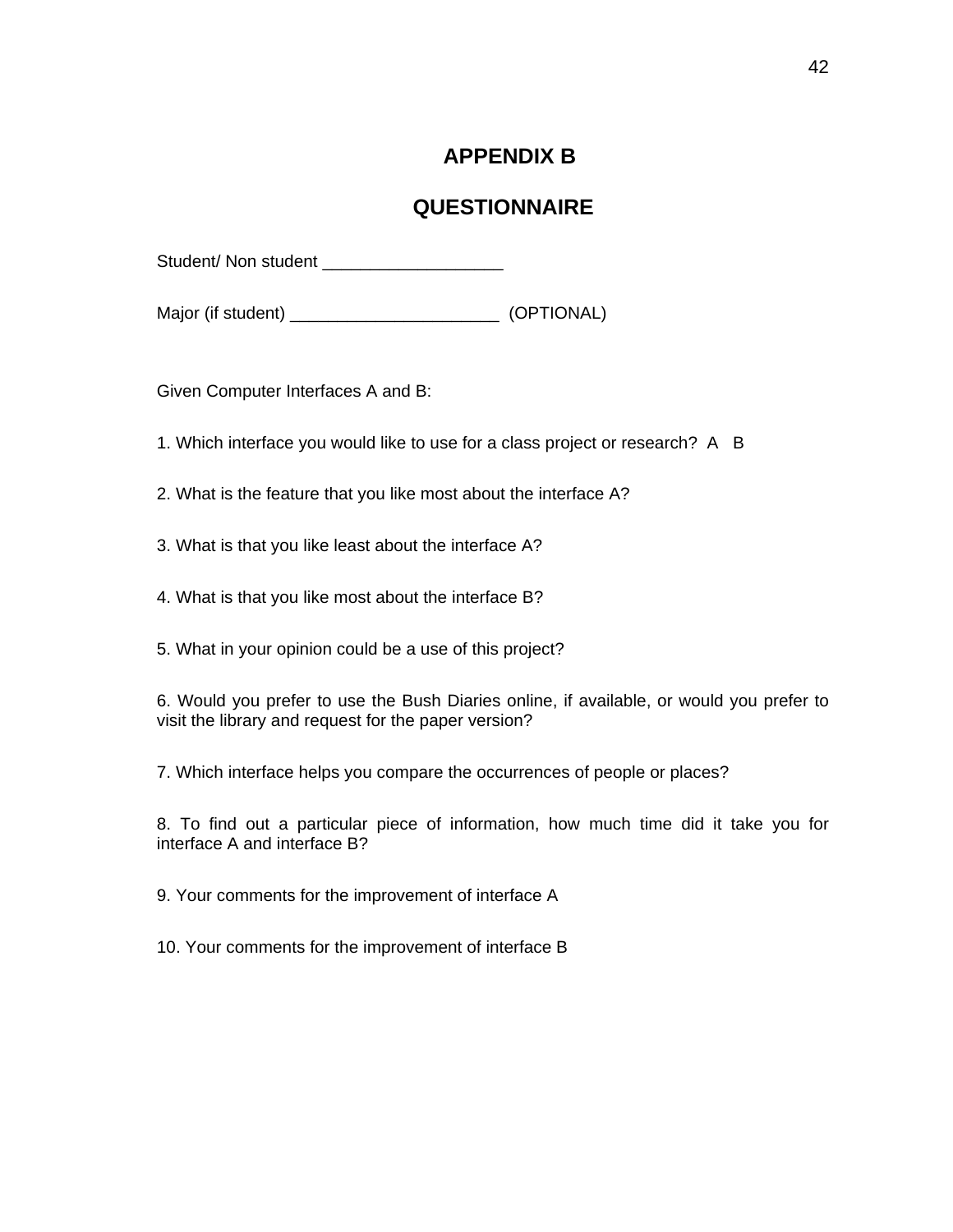# APPENDIX B

# QUESTIONNAIRE

Student/ Non student ___________________

Major (if student) ______________________ (OPTIONAL)

Given Computer Interfaces A and B:

1. Which interface you would like to use for a class project or research? A B

2. What is the feature that you like most about the interface A?

3. What is that you like least about the interface A?

4. What is that you like most about the interface B?

5. What in your opinion could be a use of this project?

6. Would you prefer to use the Bush Diaries online, if available, or would you prefer to visit the library and request for the paper version?

7. Which interface helps you compare the occurrences of people or places?

8. To find out a particular piece of information, how much time did it take you for interface A and interface B?

9. Your comments for the improvement of interface A

10. Your comments for the improvement of interface B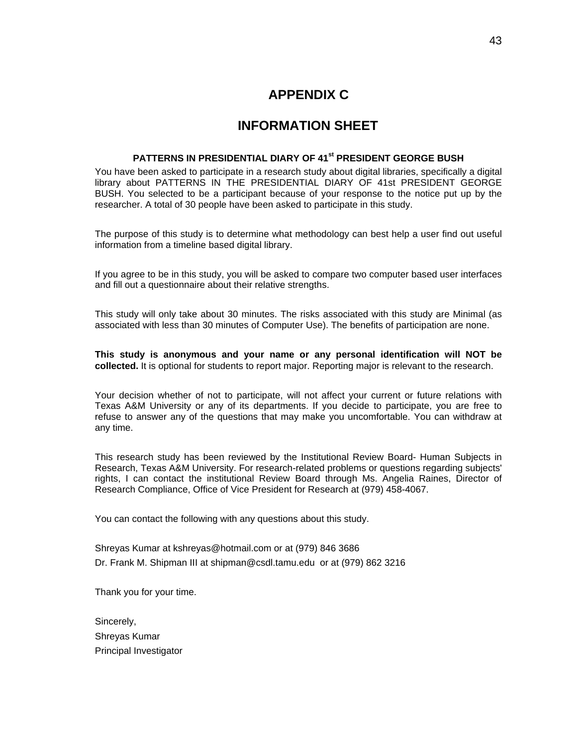# APPENDIX C

# INFORMATION SHEET

### PATTERNS IN PRESIDENTIAL DIARY OF 41st PRESIDENT GEORGE BUSH

You have been asked to participate in a research study about digital libraries, specifically a digital library about PATTERNS IN THE PRESIDENTIAL DIARY OF 41st PRESIDENT GEORGE BUSH. You selected to be a participant because of your response to the notice put up by the researcher. A total of 30 people have been asked to participate in this study.

The purpose of this study is to determine what methodology can best help a user find out useful information from a timeline based digital library.

If you agree to be in this study, you will be asked to compare two computer based user interfaces and fill out a questionnaire about their relative strengths.

This study will only take about 30 minutes. The risks associated with this study are Minimal (as associated with less than 30 minutes of Computer Use). The benefits of participation are none.

**This study is anonymous and your name or any personal identification will NOT be collected.** It is optional for students to report major. Reporting major is relevant to the research.

Your decision whether of not to participate, will not affect your current or future relations with Texas A&M University or any of its departments. If you decide to participate, you are free to refuse to answer any of the questions that may make you uncomfortable. You can withdraw at any time.

This research study has been reviewed by the Institutional Review Board- Human Subjects in Research, Texas A&M University. For research-related problems or questions regarding subjects' rights, I can contact the institutional Review Board through Ms. Angelia Raines, Director of Research Compliance, Office of Vice President for Research at (979) 458-4067.

You can contact the following with any questions about this study.

Shreyas Kumar at kshreyas@hotmail.com or at (979) 846 3686
Dr. Frank M. Shipman III at shipman@csdl.tamu.edu or at (979) 862 3216

Thank you for your time.

Sincerely,
Shreyas Kumar
Principal Investigator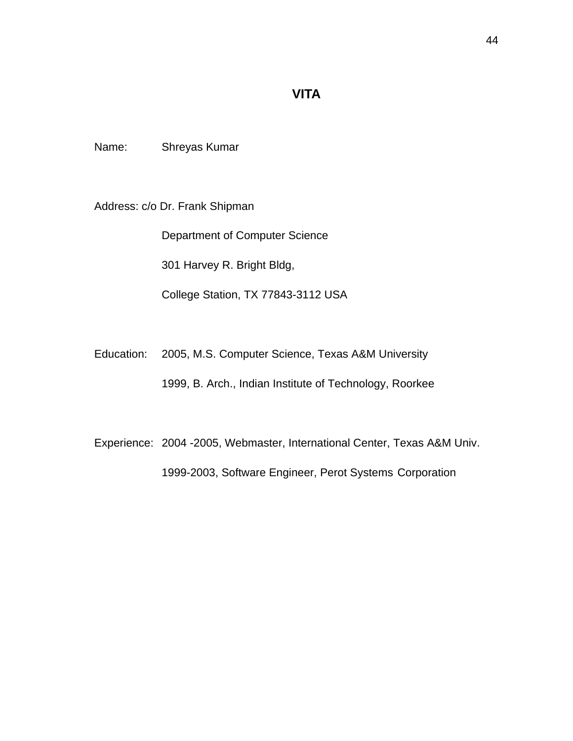# VITA

Name: Shreyas Kumar

Address: c/o Dr. Frank Shipman

Department of Computer Science

301 Harvey R. Bright Bldg,

College Station, TX 77843-3112 USA

Education: 2005, M.S. Computer Science, Texas A&M University

1999, B. Arch., Indian Institute of Technology, Roorkee

Experience: 2004 -2005, Webmaster, International Center, Texas A&M Univ.

1999-2003, Software Engineer, Perot Systems Corporation